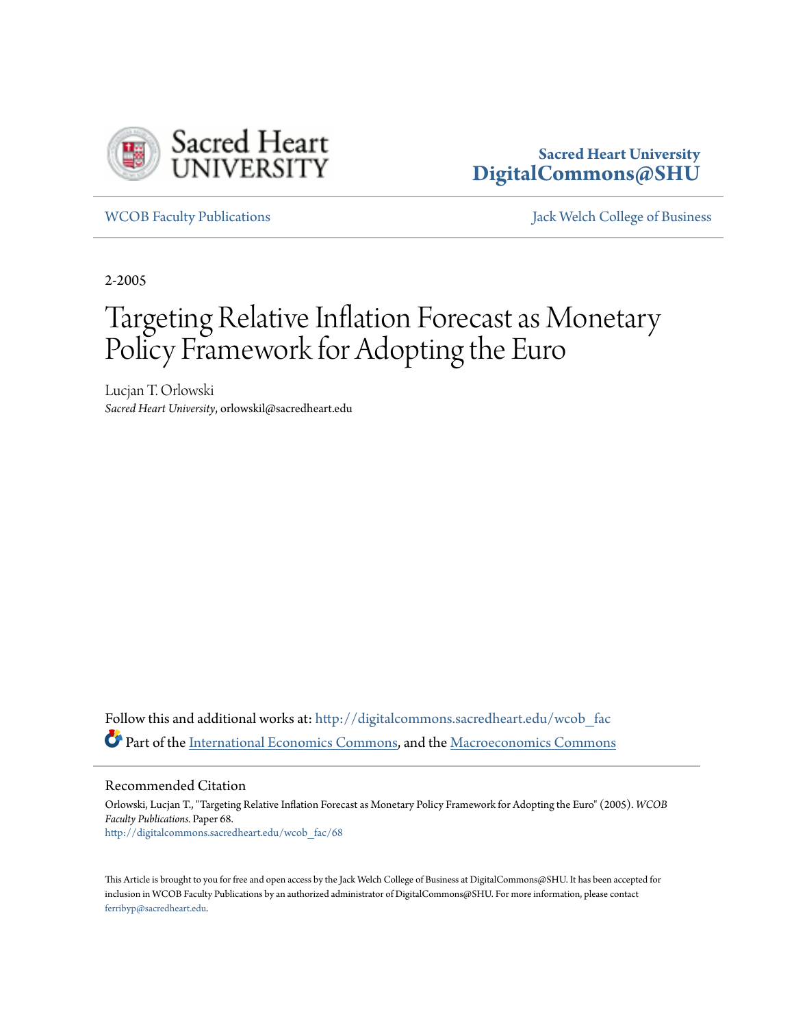Sacred Heart UNIVERSITY

**Sacred Heart University**
**DigitalCommons@SHU**

WCOB Faculty Publications | Jack Welch College of Business

2-2005

# Targeting Relative Inflation Forecast as Monetary Policy Framework for Adopting the Euro

Lucjan T. Orlowski
*Sacred Heart University*, orlowskil@sacredheart.edu

Follow this and additional works at: http://digitalcommons.sacredheart.edu/wcob_fac

Part of the International Economics Commons, and the Macroeconomics Commons

## Recommended Citation

Orlowski, Lucjan T., "Targeting Relative Inflation Forecast as Monetary Policy Framework for Adopting the Euro" (2005). *WCOB Faculty Publications.* Paper 68.
http://digitalcommons.sacredheart.edu/wcob_fac/68

This Article is brought to you for free and open access by the Jack Welch College of Business at DigitalCommons@SHU. It has been accepted for inclusion in WCOB Faculty Publications by an authorized administrator of DigitalCommons@SHU. For more information, please contact ferribyp@sacredheart.edu.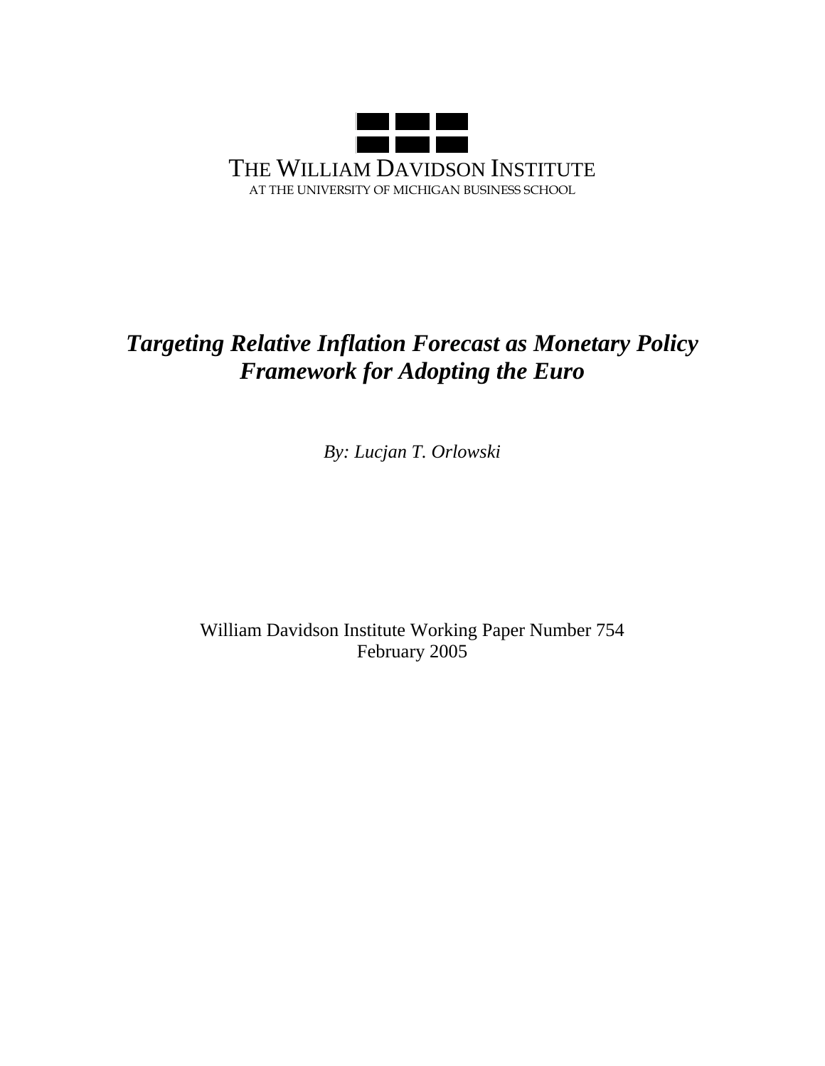THE WILLIAM DAVIDSON INSTITUTE
AT THE UNIVERSITY OF MICHIGAN BUSINESS SCHOOL

# *Targeting Relative Inflation Forecast as Monetary Policy Framework for Adopting the Euro*

*By: Lucjan T. Orlowski*

William Davidson Institute Working Paper Number 754
February 2005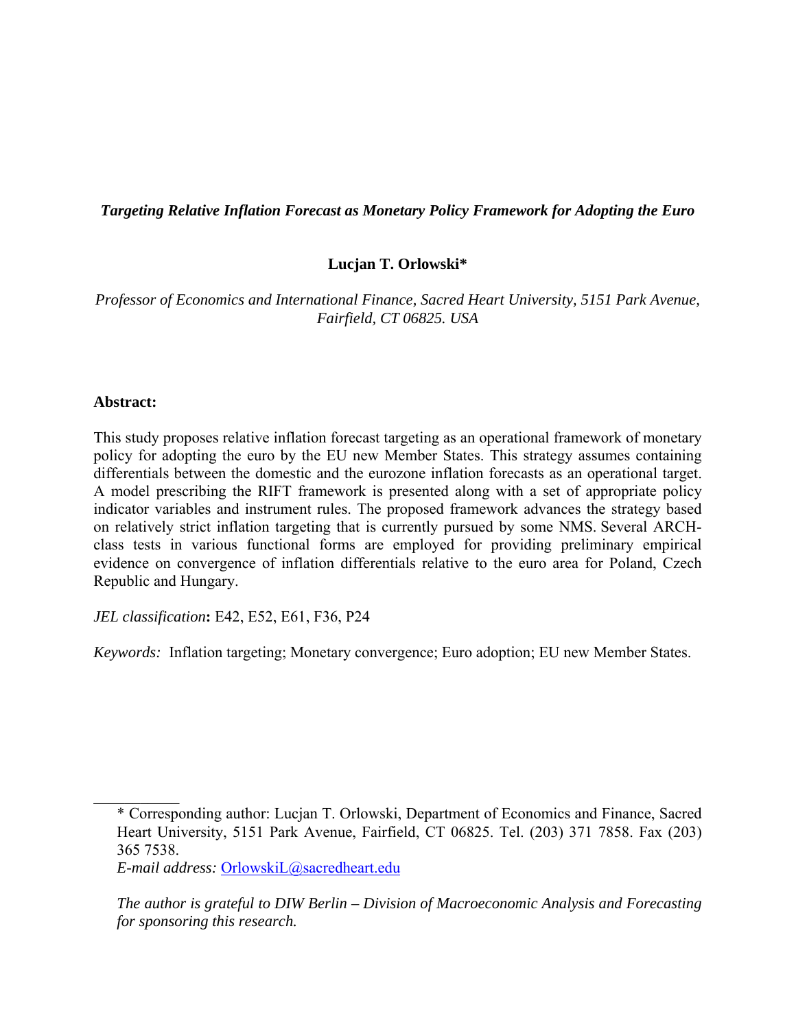*Targeting Relative Inflation Forecast as Monetary Policy Framework for Adopting the Euro*

**Lucjan T. Orlowski***

*Professor of Economics and International Finance, Sacred Heart University, 5151 Park Avenue, Fairfield, CT 06825. USA*

**Abstract:**

This study proposes relative inflation forecast targeting as an operational framework of monetary policy for adopting the euro by the EU new Member States. This strategy assumes containing differentials between the domestic and the eurozone inflation forecasts as an operational target. A model prescribing the RIFT framework is presented along with a set of appropriate policy indicator variables and instrument rules. The proposed framework advances the strategy based on relatively strict inflation targeting that is currently pursued by some NMS. Several ARCH-class tests in various functional forms are employed for providing preliminary empirical evidence on convergence of inflation differentials relative to the euro area for Poland, Czech Republic and Hungary.

*JEL classification***:** E42, E52, E61, F36, P24

*Keywords:* Inflation targeting; Monetary convergence; Euro adoption; EU new Member States.

---

\* Corresponding author: Lucjan T. Orlowski, Department of Economics and Finance, Sacred Heart University, 5151 Park Avenue, Fairfield, CT 06825. Tel. (203) 371 7858. Fax (203) 365 7538.
*E-mail address:* OrlowskiL@sacredheart.edu

*The author is grateful to DIW Berlin – Division of Macroeconomic Analysis and Forecasting for sponsoring this research.*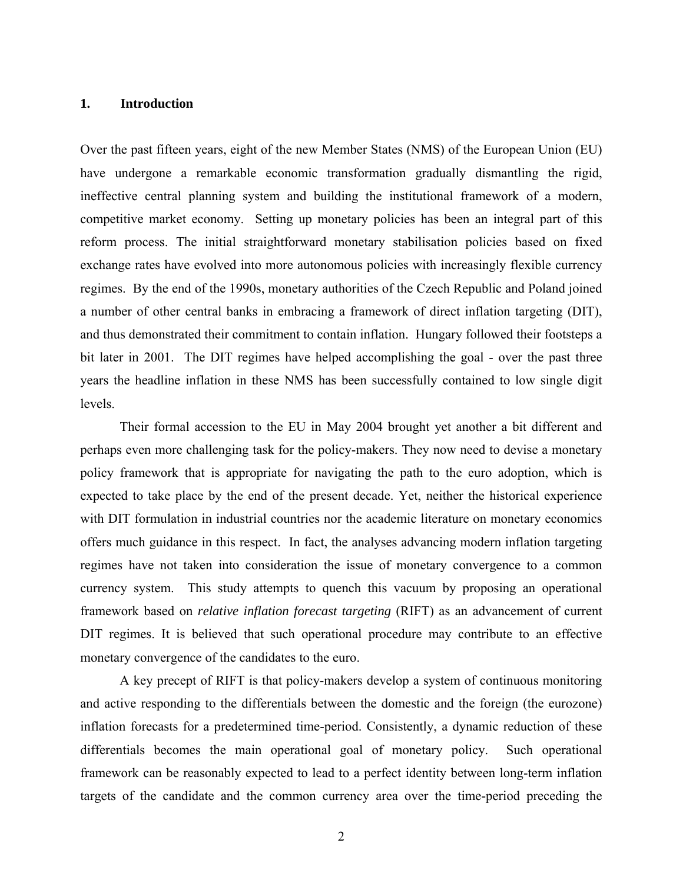## 1. Introduction

Over the past fifteen years, eight of the new Member States (NMS) of the European Union (EU) have undergone a remarkable economic transformation gradually dismantling the rigid, ineffective central planning system and building the institutional framework of a modern, competitive market economy. Setting up monetary policies has been an integral part of this reform process. The initial straightforward monetary stabilisation policies based on fixed exchange rates have evolved into more autonomous policies with increasingly flexible currency regimes. By the end of the 1990s, monetary authorities of the Czech Republic and Poland joined a number of other central banks in embracing a framework of direct inflation targeting (DIT), and thus demonstrated their commitment to contain inflation. Hungary followed their footsteps a bit later in 2001. The DIT regimes have helped accomplishing the goal - over the past three years the headline inflation in these NMS has been successfully contained to low single digit levels.

Their formal accession to the EU in May 2004 brought yet another a bit different and perhaps even more challenging task for the policy-makers. They now need to devise a monetary policy framework that is appropriate for navigating the path to the euro adoption, which is expected to take place by the end of the present decade. Yet, neither the historical experience with DIT formulation in industrial countries nor the academic literature on monetary economics offers much guidance in this respect. In fact, the analyses advancing modern inflation targeting regimes have not taken into consideration the issue of monetary convergence to a common currency system. This study attempts to quench this vacuum by proposing an operational framework based on *relative inflation forecast targeting* (RIFT) as an advancement of current DIT regimes. It is believed that such operational procedure may contribute to an effective monetary convergence of the candidates to the euro.

A key precept of RIFT is that policy-makers develop a system of continuous monitoring and active responding to the differentials between the domestic and the foreign (the eurozone) inflation forecasts for a predetermined time-period. Consistently, a dynamic reduction of these differentials becomes the main operational goal of monetary policy. Such operational framework can be reasonably expected to lead to a perfect identity between long-term inflation targets of the candidate and the common currency area over the time-period preceding the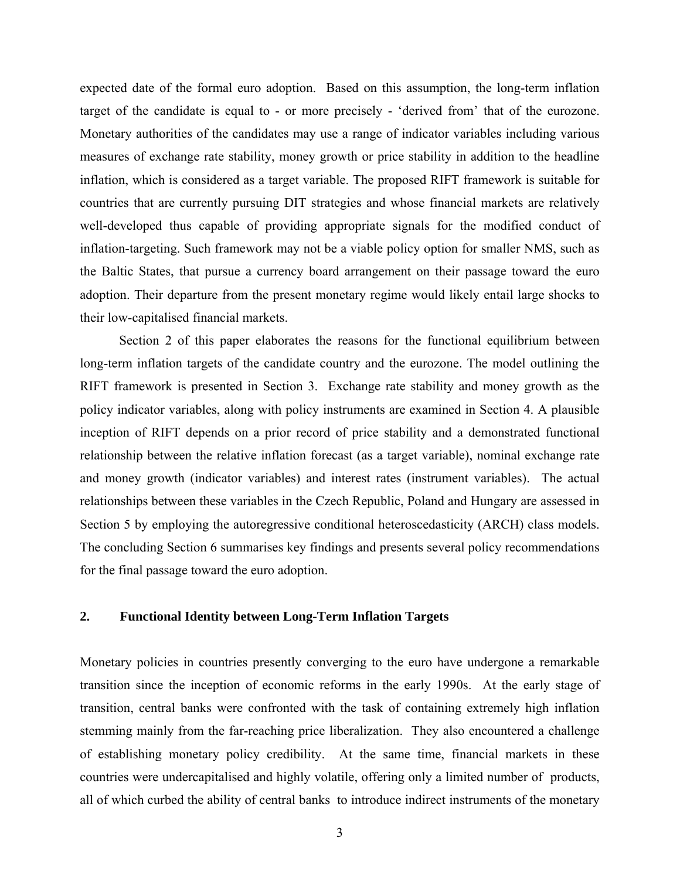expected date of the formal euro adoption. Based on this assumption, the long-term inflation target of the candidate is equal to - or more precisely - 'derived from' that of the eurozone. Monetary authorities of the candidates may use a range of indicator variables including various measures of exchange rate stability, money growth or price stability in addition to the headline inflation, which is considered as a target variable. The proposed RIFT framework is suitable for countries that are currently pursuing DIT strategies and whose financial markets are relatively well-developed thus capable of providing appropriate signals for the modified conduct of inflation-targeting. Such framework may not be a viable policy option for smaller NMS, such as the Baltic States, that pursue a currency board arrangement on their passage toward the euro adoption. Their departure from the present monetary regime would likely entail large shocks to their low-capitalised financial markets.

Section 2 of this paper elaborates the reasons for the functional equilibrium between long-term inflation targets of the candidate country and the eurozone. The model outlining the RIFT framework is presented in Section 3. Exchange rate stability and money growth as the policy indicator variables, along with policy instruments are examined in Section 4. A plausible inception of RIFT depends on a prior record of price stability and a demonstrated functional relationship between the relative inflation forecast (as a target variable), nominal exchange rate and money growth (indicator variables) and interest rates (instrument variables). The actual relationships between these variables in the Czech Republic, Poland and Hungary are assessed in Section 5 by employing the autoregressive conditional heteroscedasticity (ARCH) class models. The concluding Section 6 summarises key findings and presents several policy recommendations for the final passage toward the euro adoption.

## 2. Functional Identity between Long-Term Inflation Targets

Monetary policies in countries presently converging to the euro have undergone a remarkable transition since the inception of economic reforms in the early 1990s. At the early stage of transition, central banks were confronted with the task of containing extremely high inflation stemming mainly from the far-reaching price liberalization. They also encountered a challenge of establishing monetary policy credibility. At the same time, financial markets in these countries were undercapitalised and highly volatile, offering only a limited number of products, all of which curbed the ability of central banks to introduce indirect instruments of the monetary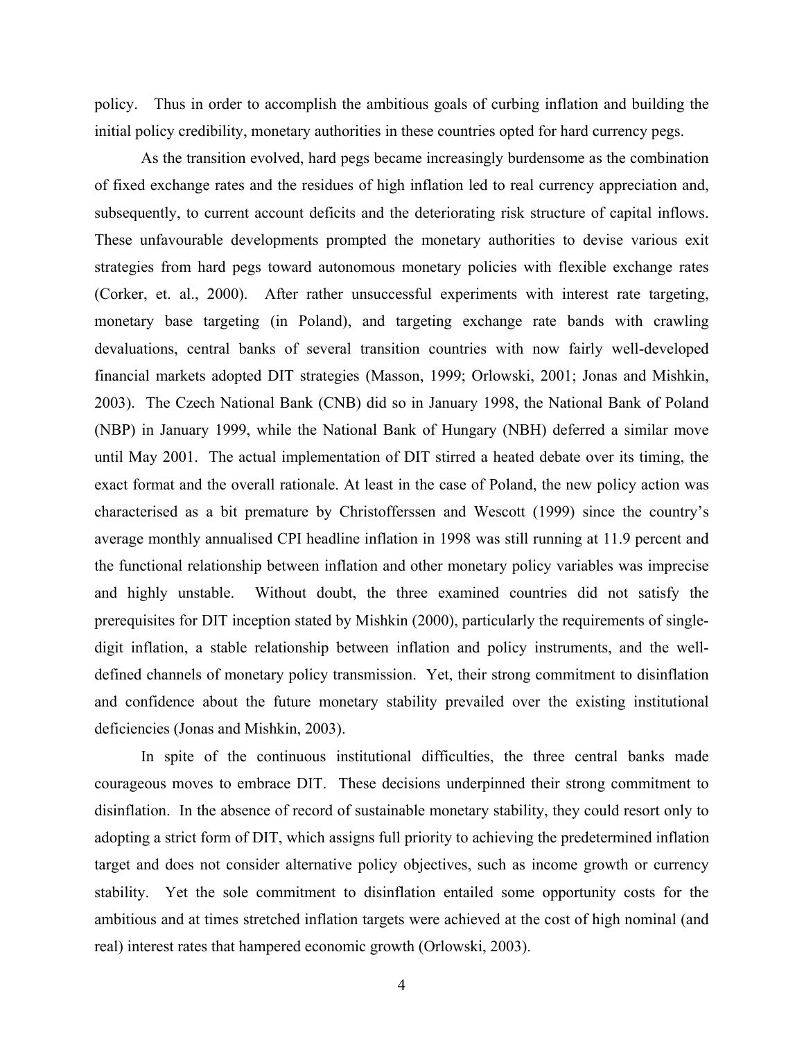policy. Thus in order to accomplish the ambitious goals of curbing inflation and building the initial policy credibility, monetary authorities in these countries opted for hard currency pegs.

As the transition evolved, hard pegs became increasingly burdensome as the combination of fixed exchange rates and the residues of high inflation led to real currency appreciation and, subsequently, to current account deficits and the deteriorating risk structure of capital inflows. These unfavourable developments prompted the monetary authorities to devise various exit strategies from hard pegs toward autonomous monetary policies with flexible exchange rates (Corker, et. al., 2000). After rather unsuccessful experiments with interest rate targeting, monetary base targeting (in Poland), and targeting exchange rate bands with crawling devaluations, central banks of several transition countries with now fairly well-developed financial markets adopted DIT strategies (Masson, 1999; Orlowski, 2001; Jonas and Mishkin, 2003). The Czech National Bank (CNB) did so in January 1998, the National Bank of Poland (NBP) in January 1999, while the National Bank of Hungary (NBH) deferred a similar move until May 2001. The actual implementation of DIT stirred a heated debate over its timing, the exact format and the overall rationale. At least in the case of Poland, the new policy action was characterised as a bit premature by Christofferssen and Wescott (1999) since the country's average monthly annualised CPI headline inflation in 1998 was still running at 11.9 percent and the functional relationship between inflation and other monetary policy variables was imprecise and highly unstable. Without doubt, the three examined countries did not satisfy the prerequisites for DIT inception stated by Mishkin (2000), particularly the requirements of single-digit inflation, a stable relationship between inflation and policy instruments, and the well-defined channels of monetary policy transmission. Yet, their strong commitment to disinflation and confidence about the future monetary stability prevailed over the existing institutional deficiencies (Jonas and Mishkin, 2003).

In spite of the continuous institutional difficulties, the three central banks made courageous moves to embrace DIT. These decisions underpinned their strong commitment to disinflation. In the absence of record of sustainable monetary stability, they could resort only to adopting a strict form of DIT, which assigns full priority to achieving the predetermined inflation target and does not consider alternative policy objectives, such as income growth or currency stability. Yet the sole commitment to disinflation entailed some opportunity costs for the ambitious and at times stretched inflation targets were achieved at the cost of high nominal (and real) interest rates that hampered economic growth (Orlowski, 2003).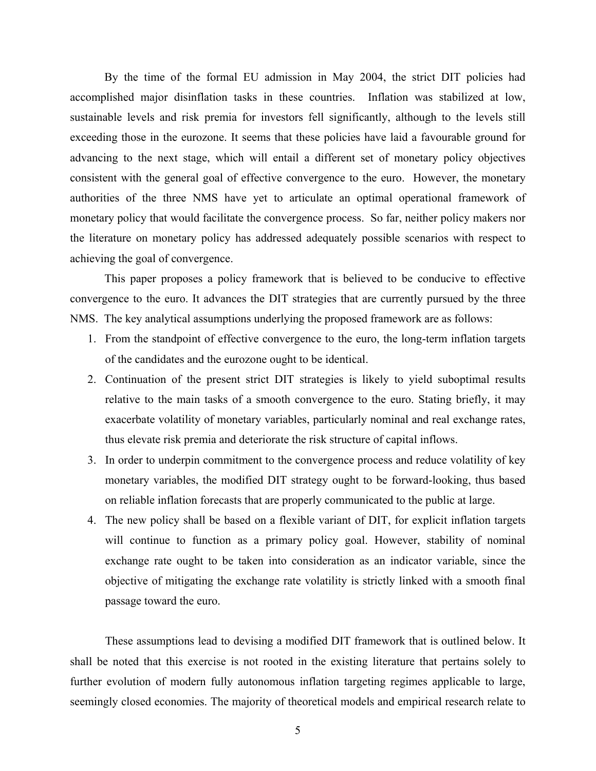By the time of the formal EU admission in May 2004, the strict DIT policies had accomplished major disinflation tasks in these countries. Inflation was stabilized at low, sustainable levels and risk premia for investors fell significantly, although to the levels still exceeding those in the eurozone. It seems that these policies have laid a favourable ground for advancing to the next stage, which will entail a different set of monetary policy objectives consistent with the general goal of effective convergence to the euro. However, the monetary authorities of the three NMS have yet to articulate an optimal operational framework of monetary policy that would facilitate the convergence process. So far, neither policy makers nor the literature on monetary policy has addressed adequately possible scenarios with respect to achieving the goal of convergence.

This paper proposes a policy framework that is believed to be conducive to effective convergence to the euro. It advances the DIT strategies that are currently pursued by the three NMS. The key analytical assumptions underlying the proposed framework are as follows:

1. From the standpoint of effective convergence to the euro, the long-term inflation targets of the candidates and the eurozone ought to be identical.
2. Continuation of the present strict DIT strategies is likely to yield suboptimal results relative to the main tasks of a smooth convergence to the euro. Stating briefly, it may exacerbate volatility of monetary variables, particularly nominal and real exchange rates, thus elevate risk premia and deteriorate the risk structure of capital inflows.
3. In order to underpin commitment to the convergence process and reduce volatility of key monetary variables, the modified DIT strategy ought to be forward-looking, thus based on reliable inflation forecasts that are properly communicated to the public at large.
4. The new policy shall be based on a flexible variant of DIT, for explicit inflation targets will continue to function as a primary policy goal. However, stability of nominal exchange rate ought to be taken into consideration as an indicator variable, since the objective of mitigating the exchange rate volatility is strictly linked with a smooth final passage toward the euro.

These assumptions lead to devising a modified DIT framework that is outlined below. It shall be noted that this exercise is not rooted in the existing literature that pertains solely to further evolution of modern fully autonomous inflation targeting regimes applicable to large, seemingly closed economies. The majority of theoretical models and empirical research relate to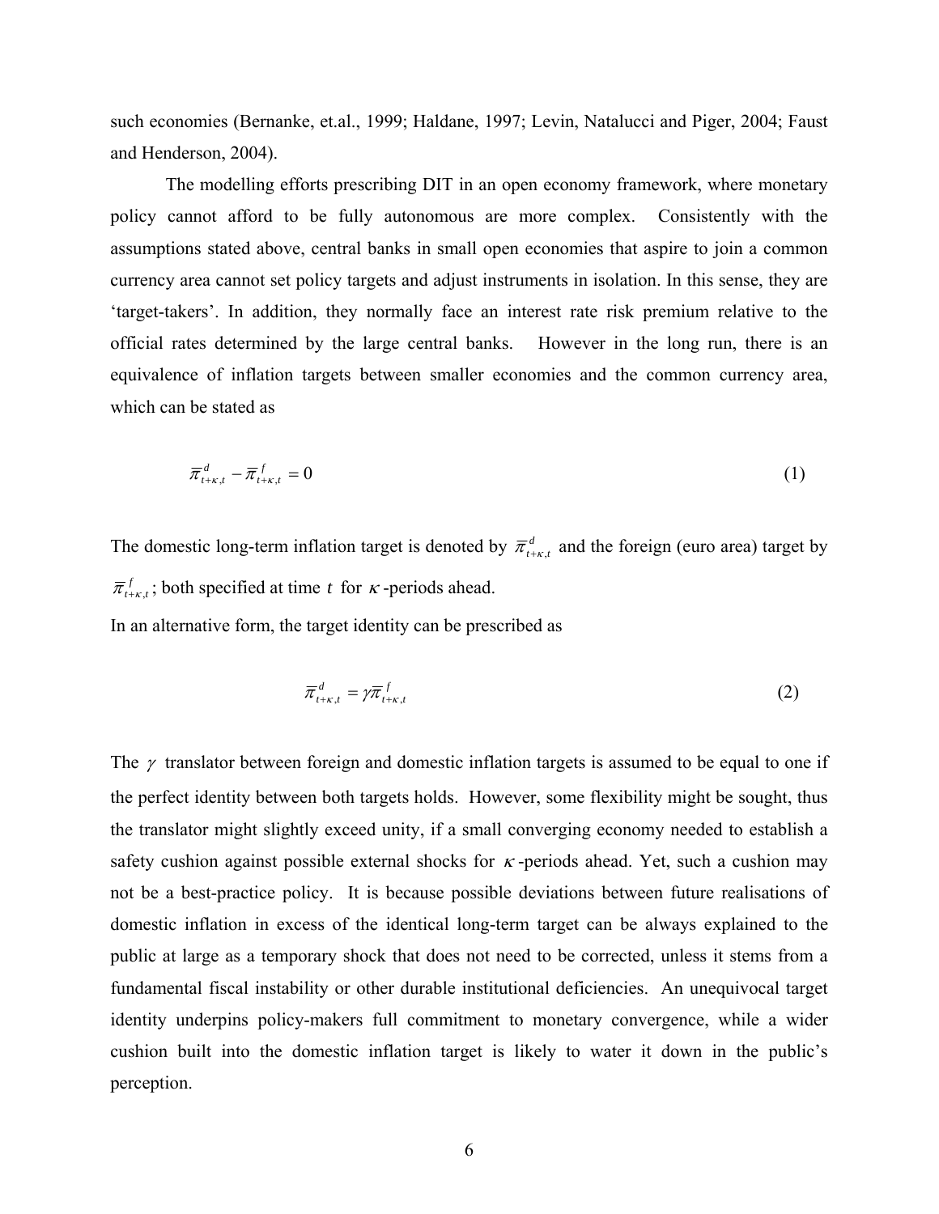such economies (Bernanke, et.al., 1999; Haldane, 1997; Levin, Natalucci and Piger, 2004; Faust and Henderson, 2004).

The modelling efforts prescribing DIT in an open economy framework, where monetary policy cannot afford to be fully autonomous are more complex. Consistently with the assumptions stated above, central banks in small open economies that aspire to join a common currency area cannot set policy targets and adjust instruments in isolation. In this sense, they are 'target-takers'. In addition, they normally face an interest rate risk premium relative to the official rates determined by the large central banks. However in the long run, there is an equivalence of inflation targets between smaller economies and the common currency area, which can be stated as

$$\bar{\pi}^{d}_{t+\kappa,t} - \bar{\pi}^{f}_{t+\kappa,t} = 0 \tag{1}$$

The domestic long-term inflation target is denoted by $\bar{\pi}^{d}_{t+\kappa,t}$ and the foreign (euro area) target by $\bar{\pi}^{f}_{t+\kappa,t}$; both specified at time $t$ for $\kappa$-periods ahead.

In an alternative form, the target identity can be prescribed as

$$\bar{\pi}^{d}_{t+\kappa,t} = \gamma\bar{\pi}^{f}_{t+\kappa,t} \tag{2}$$

The $\gamma$ translator between foreign and domestic inflation targets is assumed to be equal to one if the perfect identity between both targets holds. However, some flexibility might be sought, thus the translator might slightly exceed unity, if a small converging economy needed to establish a safety cushion against possible external shocks for $\kappa$-periods ahead. Yet, such a cushion may not be a best-practice policy. It is because possible deviations between future realisations of domestic inflation in excess of the identical long-term target can be always explained to the public at large as a temporary shock that does not need to be corrected, unless it stems from a fundamental fiscal instability or other durable institutional deficiencies. An unequivocal target identity underpins policy-makers full commitment to monetary convergence, while a wider cushion built into the domestic inflation target is likely to water it down in the public's perception.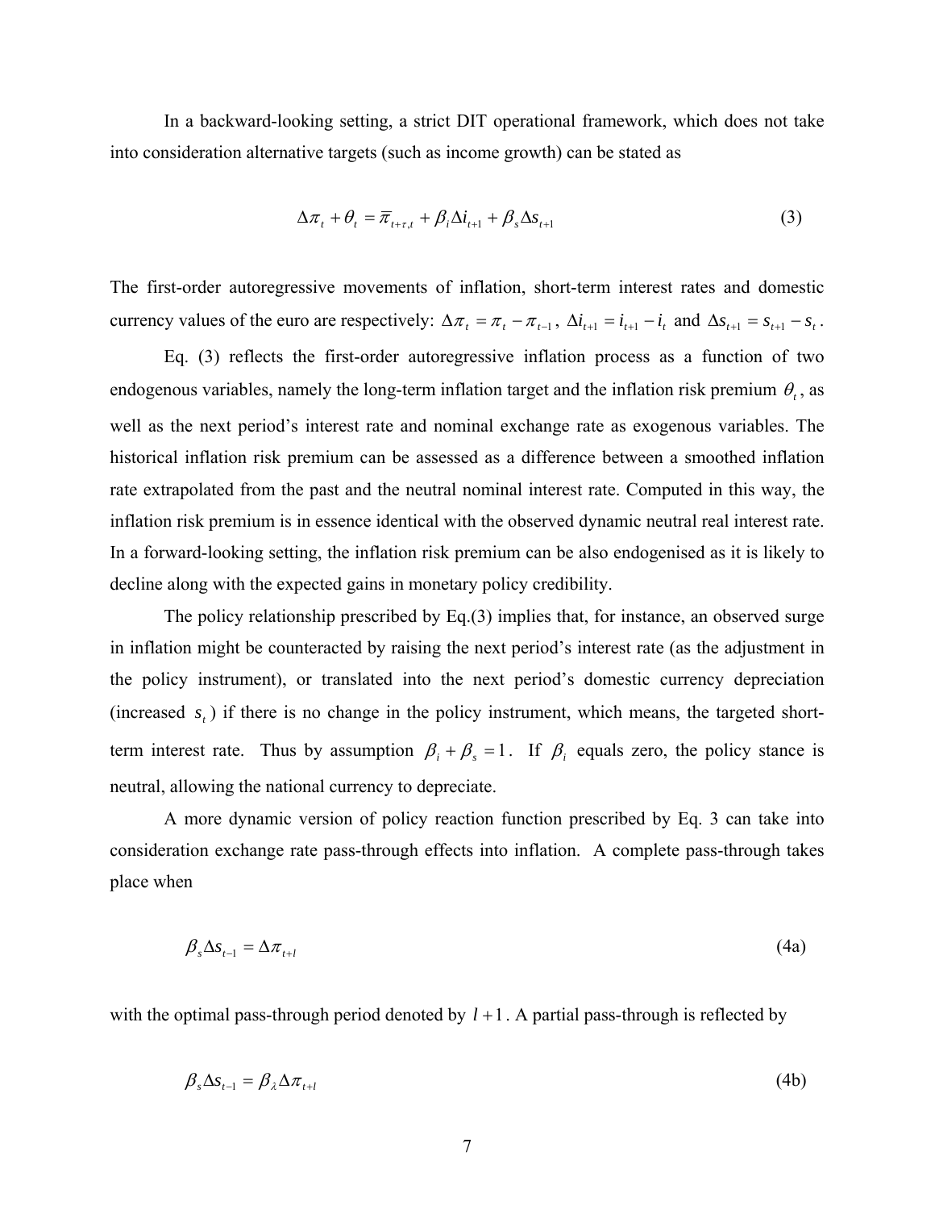In a backward-looking setting, a strict DIT operational framework, which does not take into consideration alternative targets (such as income growth) can be stated as

$$\Delta\pi_t + \theta_t = \overline{\pi}_{t+\tau,t} + \beta_i \Delta i_{t+1} + \beta_s \Delta s_{t+1} \tag{3}$$

The first-order autoregressive movements of inflation, short-term interest rates and domestic currency values of the euro are respectively: $\Delta\pi_t = \pi_t - \pi_{t-1}$, $\Delta i_{t+1} = i_{t+1} - i_t$ and $\Delta s_{t+1} = s_{t+1} - s_t$.

Eq. (3) reflects the first-order autoregressive inflation process as a function of two endogenous variables, namely the long-term inflation target and the inflation risk premium $\theta_t$, as well as the next period's interest rate and nominal exchange rate as exogenous variables. The historical inflation risk premium can be assessed as a difference between a smoothed inflation rate extrapolated from the past and the neutral nominal interest rate. Computed in this way, the inflation risk premium is in essence identical with the observed dynamic neutral real interest rate. In a forward-looking setting, the inflation risk premium can be also endogenised as it is likely to decline along with the expected gains in monetary policy credibility.

The policy relationship prescribed by Eq.(3) implies that, for instance, an observed surge in inflation might be counteracted by raising the next period's interest rate (as the adjustment in the policy instrument), or translated into the next period's domestic currency depreciation (increased $s_t$) if there is no change in the policy instrument, which means, the targeted short-term interest rate. Thus by assumption $\beta_i + \beta_s = 1$. If $\beta_i$ equals zero, the policy stance is neutral, allowing the national currency to depreciate.

A more dynamic version of policy reaction function prescribed by Eq. 3 can take into consideration exchange rate pass-through effects into inflation. A complete pass-through takes place when

$$\beta_s \Delta s_{t-1} = \Delta\pi_{t+l} \tag{4a}$$

with the optimal pass-through period denoted by $l+1$. A partial pass-through is reflected by

$$\beta_s \Delta s_{t-1} = \beta_\lambda \Delta\pi_{t+l} \tag{4b}$$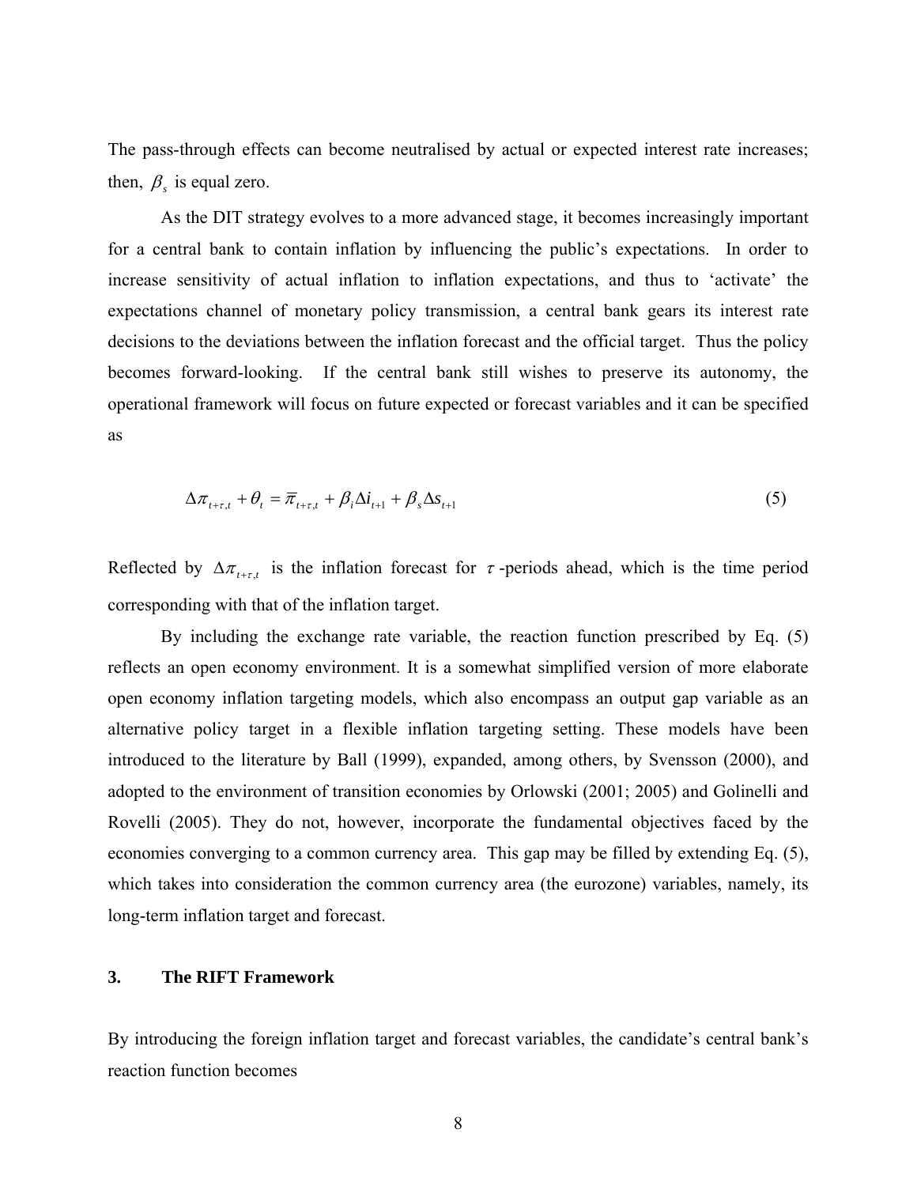The pass-through effects can become neutralised by actual or expected interest rate increases; then, $\beta_s$ is equal zero.

As the DIT strategy evolves to a more advanced stage, it becomes increasingly important for a central bank to contain inflation by influencing the public's expectations. In order to increase sensitivity of actual inflation to inflation expectations, and thus to 'activate' the expectations channel of monetary policy transmission, a central bank gears its interest rate decisions to the deviations between the inflation forecast and the official target. Thus the policy becomes forward-looking. If the central bank still wishes to preserve its autonomy, the operational framework will focus on future expected or forecast variables and it can be specified as

$$\Delta\pi_{t+\tau,t} + \theta_t = \overline{\pi}_{t+\tau,t} + \beta_i \Delta i_{t+1} + \beta_s \Delta s_{t+1} \tag{5}$$

Reflected by $\Delta\pi_{t+\tau,t}$ is the inflation forecast for $\tau$-periods ahead, which is the time period corresponding with that of the inflation target.

By including the exchange rate variable, the reaction function prescribed by Eq. (5) reflects an open economy environment. It is a somewhat simplified version of more elaborate open economy inflation targeting models, which also encompass an output gap variable as an alternative policy target in a flexible inflation targeting setting. These models have been introduced to the literature by Ball (1999), expanded, among others, by Svensson (2000), and adopted to the environment of transition economies by Orlowski (2001; 2005) and Golinelli and Rovelli (2005). They do not, however, incorporate the fundamental objectives faced by the economies converging to a common currency area. This gap may be filled by extending Eq. (5), which takes into consideration the common currency area (the eurozone) variables, namely, its long-term inflation target and forecast.

## 3. The RIFT Framework

By introducing the foreign inflation target and forecast variables, the candidate's central bank's reaction function becomes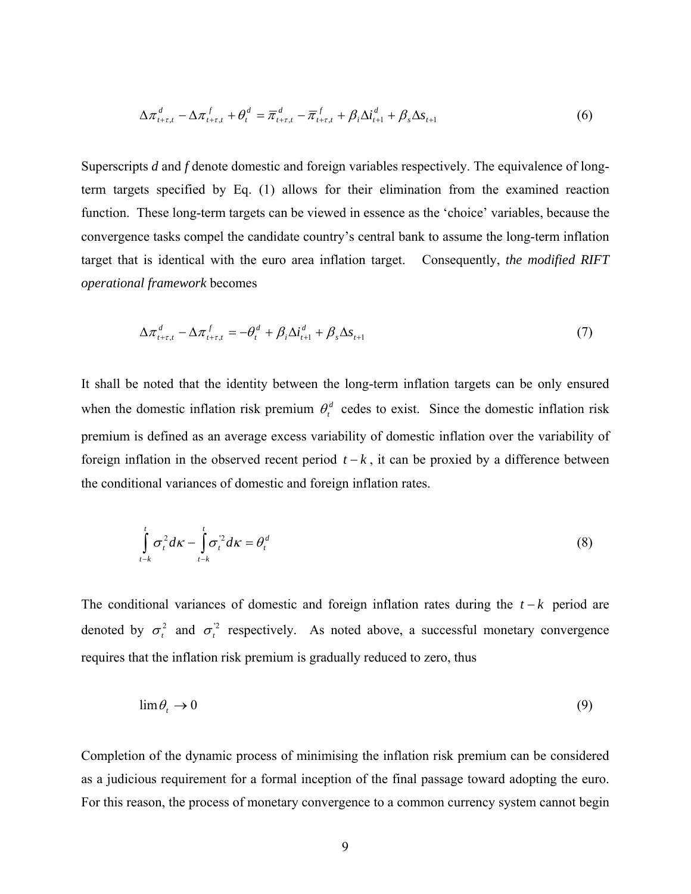$$\Delta\pi^{d}_{t+\tau,t} - \Delta\pi^{f}_{t+\tau,t} + \theta^{d}_{t} = \overline{\pi}^{d}_{t+\tau,t} - \overline{\pi}^{f}_{t+\tau,t} + \beta_{i}\Delta i^{d}_{t+1} + \beta_{s}\Delta s_{t+1} \tag{6}$$

Superscripts *d* and *f* denote domestic and foreign variables respectively. The equivalence of long-term targets specified by Eq. (1) allows for their elimination from the examined reaction function. These long-term targets can be viewed in essence as the 'choice' variables, because the convergence tasks compel the candidate country's central bank to assume the long-term inflation target that is identical with the euro area inflation target. Consequently, *the modified RIFT operational framework* becomes

$$\Delta\pi^{d}_{t+\tau,t} - \Delta\pi^{f}_{t+\tau,t} = -\theta^{d}_{t} + \beta_{i}\Delta i^{d}_{t+1} + \beta_{s}\Delta s_{t+1} \tag{7}$$

It shall be noted that the identity between the long-term inflation targets can be only ensured when the domestic inflation risk premium $\theta^{d}_{t}$ cedes to exist. Since the domestic inflation risk premium is defined as an average excess variability of domestic inflation over the variability of foreign inflation in the observed recent period $t-k$, it can be proxied by a difference between the conditional variances of domestic and foreign inflation rates.

$$\int_{t-k}^{t} \sigma^{2}_{t} d\kappa - \int_{t-k}^{t} \sigma^{'2}_{t} d\kappa = \theta^{d}_{t} \tag{8}$$

The conditional variances of domestic and foreign inflation rates during the $t-k$ period are denoted by $\sigma^{2}_{t}$ and $\sigma^{'2}_{t}$ respectively. As noted above, a successful monetary convergence requires that the inflation risk premium is gradually reduced to zero, thus

$$\lim \theta_{t} \to 0 \tag{9}$$

Completion of the dynamic process of minimising the inflation risk premium can be considered as a judicious requirement for a formal inception of the final passage toward adopting the euro. For this reason, the process of monetary convergence to a common currency system cannot begin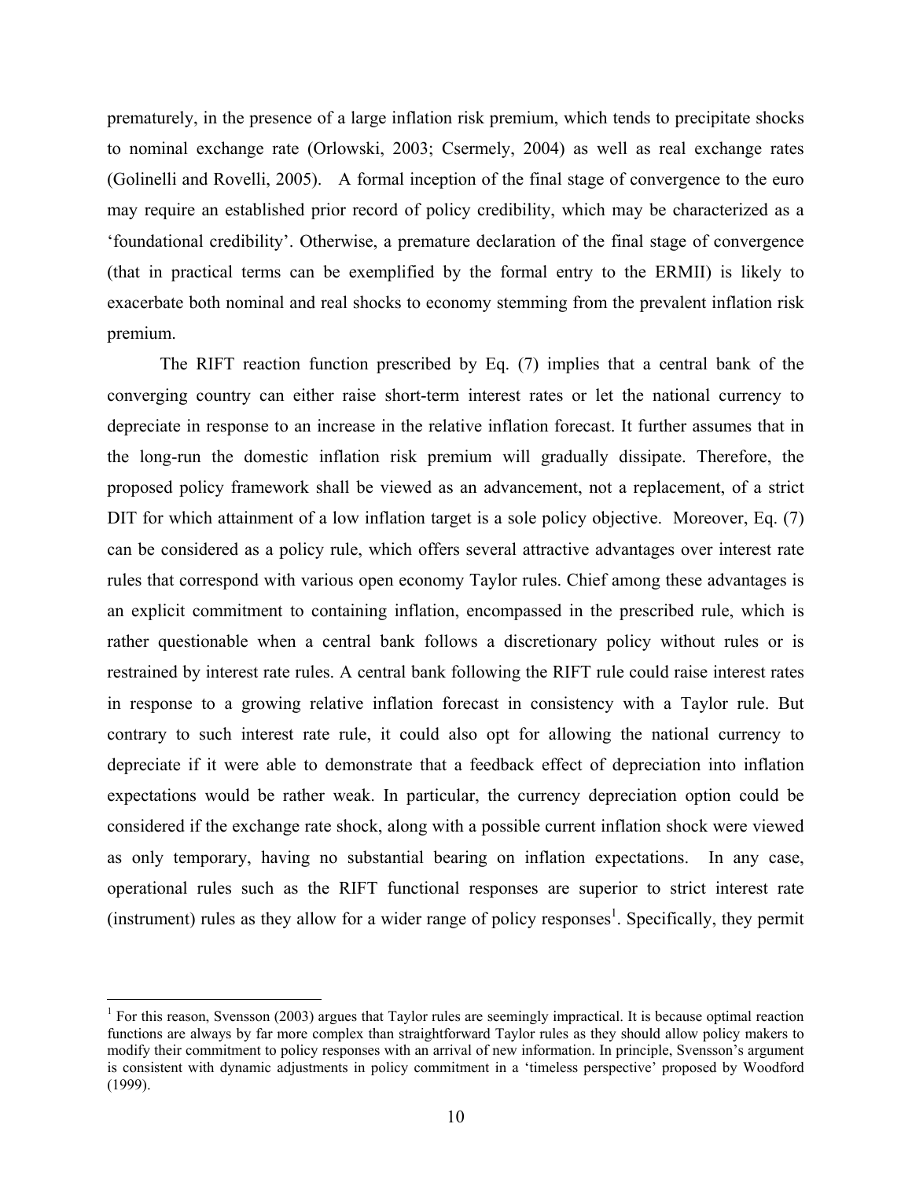prematurely, in the presence of a large inflation risk premium, which tends to precipitate shocks to nominal exchange rate (Orlowski, 2003; Csermely, 2004) as well as real exchange rates (Golinelli and Rovelli, 2005). A formal inception of the final stage of convergence to the euro may require an established prior record of policy credibility, which may be characterized as a 'foundational credibility'. Otherwise, a premature declaration of the final stage of convergence (that in practical terms can be exemplified by the formal entry to the ERMII) is likely to exacerbate both nominal and real shocks to economy stemming from the prevalent inflation risk premium.

The RIFT reaction function prescribed by Eq. (7) implies that a central bank of the converging country can either raise short-term interest rates or let the national currency to depreciate in response to an increase in the relative inflation forecast. It further assumes that in the long-run the domestic inflation risk premium will gradually dissipate. Therefore, the proposed policy framework shall be viewed as an advancement, not a replacement, of a strict DIT for which attainment of a low inflation target is a sole policy objective. Moreover, Eq. (7) can be considered as a policy rule, which offers several attractive advantages over interest rate rules that correspond with various open economy Taylor rules. Chief among these advantages is an explicit commitment to containing inflation, encompassed in the prescribed rule, which is rather questionable when a central bank follows a discretionary policy without rules or is restrained by interest rate rules. A central bank following the RIFT rule could raise interest rates in response to a growing relative inflation forecast in consistency with a Taylor rule. But contrary to such interest rate rule, it could also opt for allowing the national currency to depreciate if it were able to demonstrate that a feedback effect of depreciation into inflation expectations would be rather weak. In particular, the currency depreciation option could be considered if the exchange rate shock, along with a possible current inflation shock were viewed as only temporary, having no substantial bearing on inflation expectations. In any case, operational rules such as the RIFT functional responses are superior to strict interest rate (instrument) rules as they allow for a wider range of policy responses[1]. Specifically, they permit

[1] For this reason, Svensson (2003) argues that Taylor rules are seemingly impractical. It is because optimal reaction functions are always by far more complex than straightforward Taylor rules as they should allow policy makers to modify their commitment to policy responses with an arrival of new information. In principle, Svensson's argument is consistent with dynamic adjustments in policy commitment in a 'timeless perspective' proposed by Woodford (1999).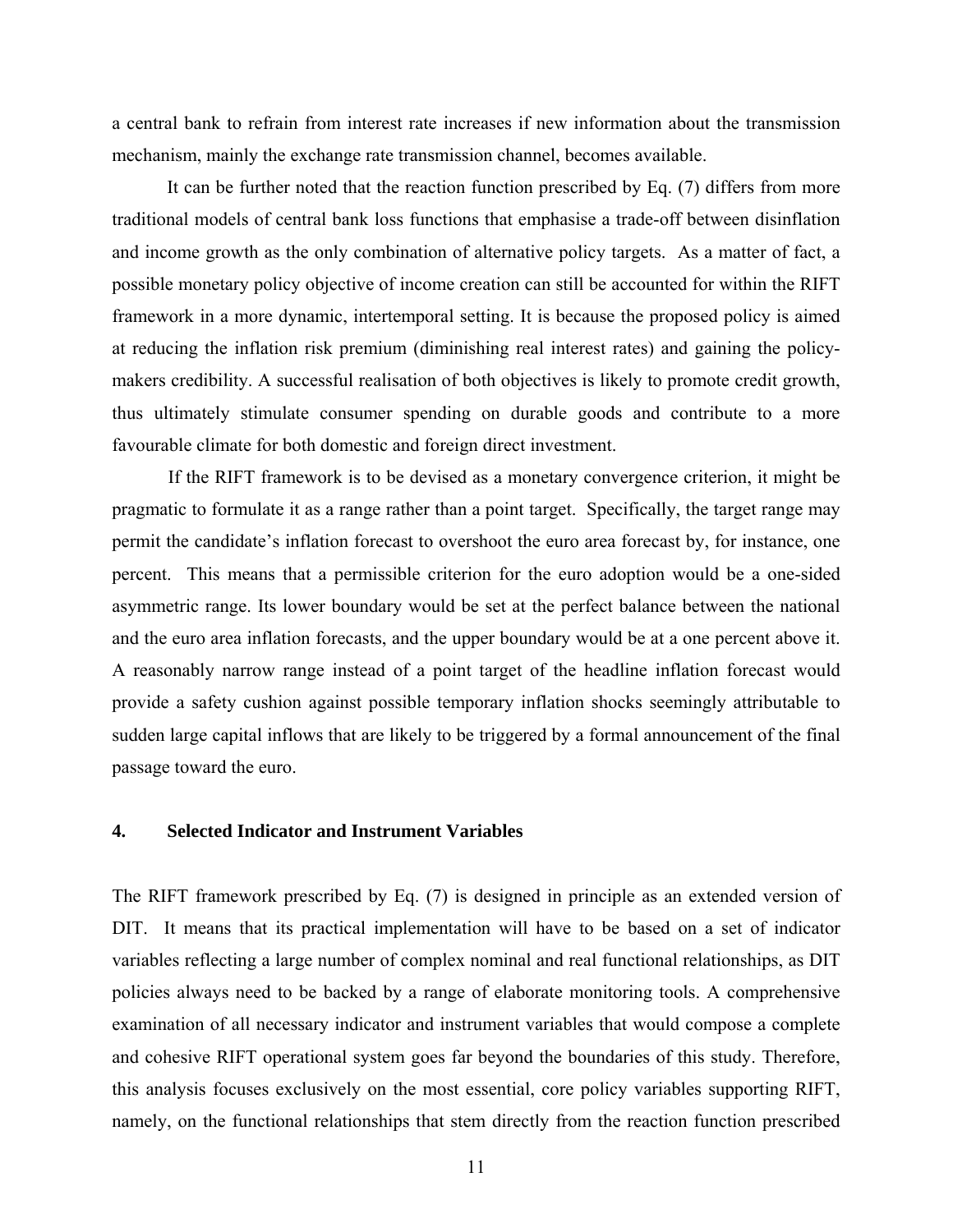a central bank to refrain from interest rate increases if new information about the transmission mechanism, mainly the exchange rate transmission channel, becomes available.

It can be further noted that the reaction function prescribed by Eq. (7) differs from more traditional models of central bank loss functions that emphasise a trade-off between disinflation and income growth as the only combination of alternative policy targets. As a matter of fact, a possible monetary policy objective of income creation can still be accounted for within the RIFT framework in a more dynamic, intertemporal setting. It is because the proposed policy is aimed at reducing the inflation risk premium (diminishing real interest rates) and gaining the policy-makers credibility. A successful realisation of both objectives is likely to promote credit growth, thus ultimately stimulate consumer spending on durable goods and contribute to a more favourable climate for both domestic and foreign direct investment.

If the RIFT framework is to be devised as a monetary convergence criterion, it might be pragmatic to formulate it as a range rather than a point target. Specifically, the target range may permit the candidate's inflation forecast to overshoot the euro area forecast by, for instance, one percent. This means that a permissible criterion for the euro adoption would be a one-sided asymmetric range. Its lower boundary would be set at the perfect balance between the national and the euro area inflation forecasts, and the upper boundary would be at a one percent above it. A reasonably narrow range instead of a point target of the headline inflation forecast would provide a safety cushion against possible temporary inflation shocks seemingly attributable to sudden large capital inflows that are likely to be triggered by a formal announcement of the final passage toward the euro.

## 4. Selected Indicator and Instrument Variables

The RIFT framework prescribed by Eq. (7) is designed in principle as an extended version of DIT. It means that its practical implementation will have to be based on a set of indicator variables reflecting a large number of complex nominal and real functional relationships, as DIT policies always need to be backed by a range of elaborate monitoring tools. A comprehensive examination of all necessary indicator and instrument variables that would compose a complete and cohesive RIFT operational system goes far beyond the boundaries of this study. Therefore, this analysis focuses exclusively on the most essential, core policy variables supporting RIFT, namely, on the functional relationships that stem directly from the reaction function prescribed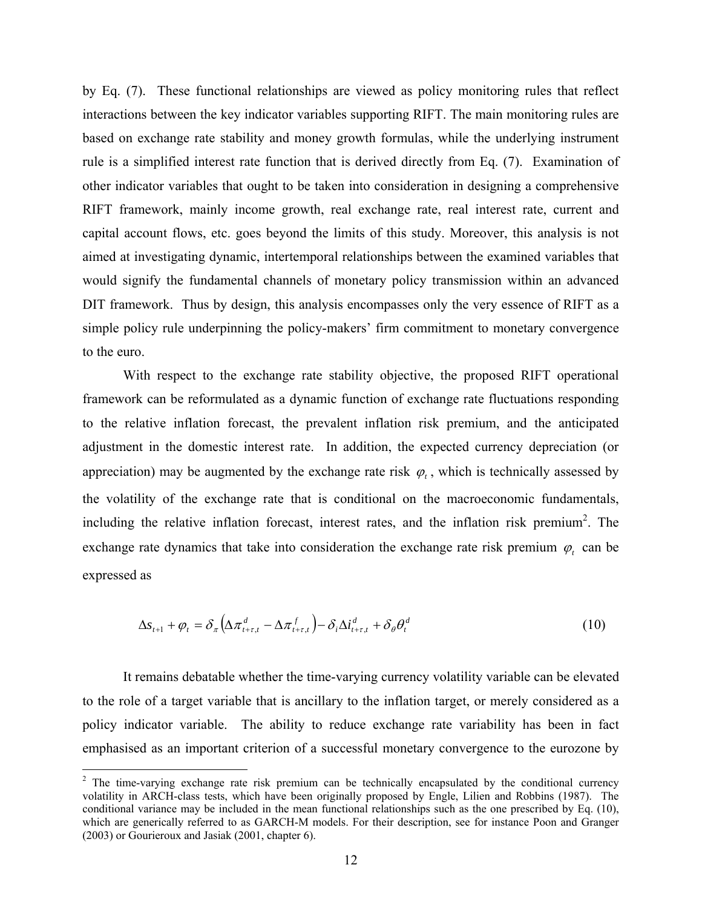by Eq. (7). These functional relationships are viewed as policy monitoring rules that reflect interactions between the key indicator variables supporting RIFT. The main monitoring rules are based on exchange rate stability and money growth formulas, while the underlying instrument rule is a simplified interest rate function that is derived directly from Eq. (7). Examination of other indicator variables that ought to be taken into consideration in designing a comprehensive RIFT framework, mainly income growth, real exchange rate, real interest rate, current and capital account flows, etc. goes beyond the limits of this study. Moreover, this analysis is not aimed at investigating dynamic, intertemporal relationships between the examined variables that would signify the fundamental channels of monetary policy transmission within an advanced DIT framework. Thus by design, this analysis encompasses only the very essence of RIFT as a simple policy rule underpinning the policy-makers' firm commitment to monetary convergence to the euro.

With respect to the exchange rate stability objective, the proposed RIFT operational framework can be reformulated as a dynamic function of exchange rate fluctuations responding to the relative inflation forecast, the prevalent inflation risk premium, and the anticipated adjustment in the domestic interest rate. In addition, the expected currency depreciation (or appreciation) may be augmented by the exchange rate risk $\varphi_t$, which is technically assessed by the volatility of the exchange rate that is conditional on the macroeconomic fundamentals, including the relative inflation forecast, interest rates, and the inflation risk premium[2]. The exchange rate dynamics that take into consideration the exchange rate risk premium $\varphi_t$ can be expressed as

$$\Delta s_{t+1} + \varphi_t = \delta_\pi \left( \Delta \pi^d_{t+\tau,t} - \Delta \pi^f_{t+\tau,t} \right) - \delta_i \Delta i^d_{t+\tau,t} + \delta_\theta \theta^d_t \tag{10}$$

It remains debatable whether the time-varying currency volatility variable can be elevated to the role of a target variable that is ancillary to the inflation target, or merely considered as a policy indicator variable. The ability to reduce exchange rate variability has been in fact emphasised as an important criterion of a successful monetary convergence to the eurozone by

[2] The time-varying exchange rate risk premium can be technically encapsulated by the conditional currency volatility in ARCH-class tests, which have been originally proposed by Engle, Lilien and Robbins (1987). The conditional variance may be included in the mean functional relationships such as the one prescribed by Eq. (10), which are generically referred to as GARCH-M models. For their description, see for instance Poon and Granger (2003) or Gourieroux and Jasiak (2001, chapter 6).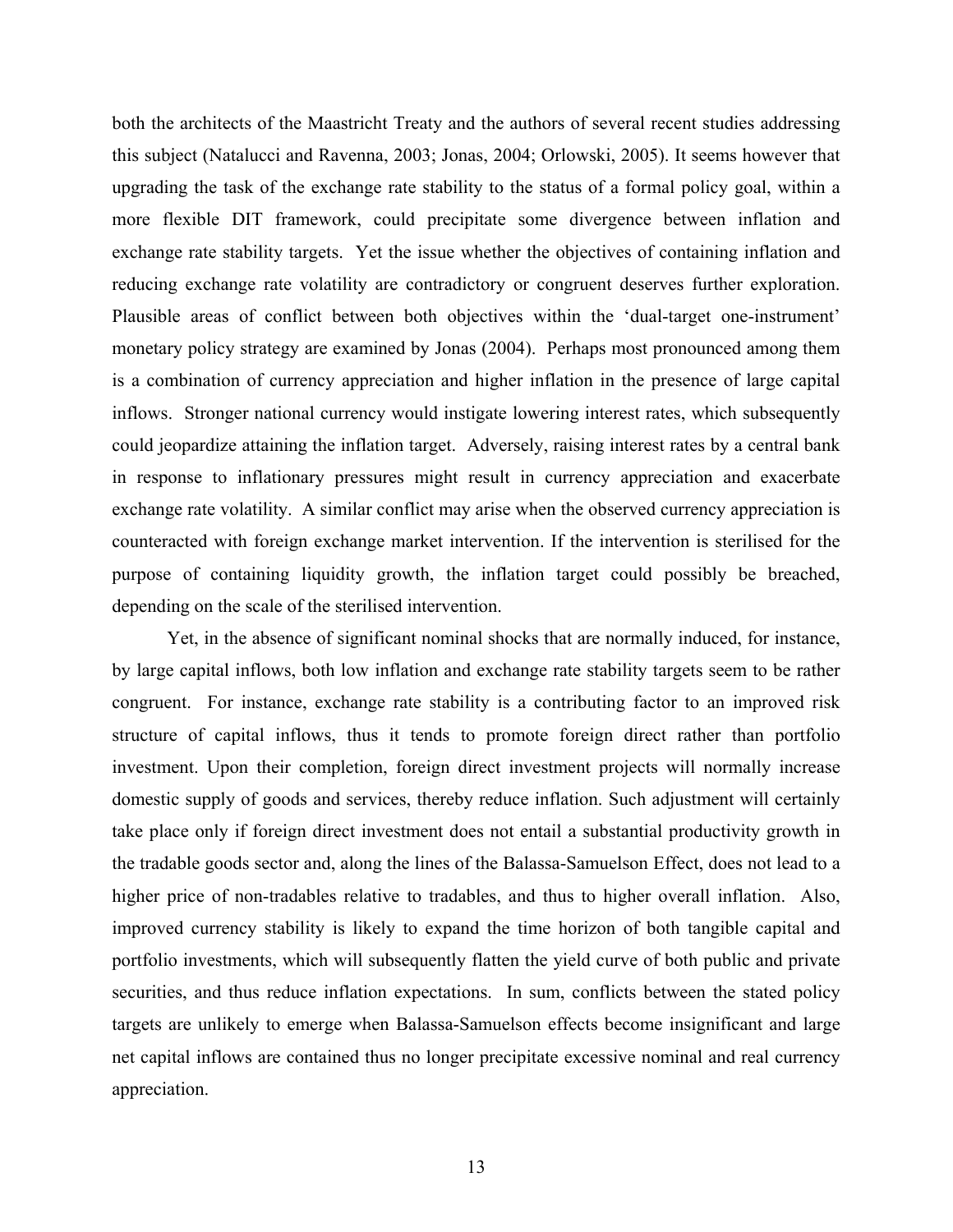both the architects of the Maastricht Treaty and the authors of several recent studies addressing this subject (Natalucci and Ravenna, 2003; Jonas, 2004; Orlowski, 2005). It seems however that upgrading the task of the exchange rate stability to the status of a formal policy goal, within a more flexible DIT framework, could precipitate some divergence between inflation and exchange rate stability targets. Yet the issue whether the objectives of containing inflation and reducing exchange rate volatility are contradictory or congruent deserves further exploration. Plausible areas of conflict between both objectives within the 'dual-target one-instrument' monetary policy strategy are examined by Jonas (2004). Perhaps most pronounced among them is a combination of currency appreciation and higher inflation in the presence of large capital inflows. Stronger national currency would instigate lowering interest rates, which subsequently could jeopardize attaining the inflation target. Adversely, raising interest rates by a central bank in response to inflationary pressures might result in currency appreciation and exacerbate exchange rate volatility. A similar conflict may arise when the observed currency appreciation is counteracted with foreign exchange market intervention. If the intervention is sterilised for the purpose of containing liquidity growth, the inflation target could possibly be breached, depending on the scale of the sterilised intervention.

Yet, in the absence of significant nominal shocks that are normally induced, for instance, by large capital inflows, both low inflation and exchange rate stability targets seem to be rather congruent. For instance, exchange rate stability is a contributing factor to an improved risk structure of capital inflows, thus it tends to promote foreign direct rather than portfolio investment. Upon their completion, foreign direct investment projects will normally increase domestic supply of goods and services, thereby reduce inflation. Such adjustment will certainly take place only if foreign direct investment does not entail a substantial productivity growth in the tradable goods sector and, along the lines of the Balassa-Samuelson Effect, does not lead to a higher price of non-tradables relative to tradables, and thus to higher overall inflation. Also, improved currency stability is likely to expand the time horizon of both tangible capital and portfolio investments, which will subsequently flatten the yield curve of both public and private securities, and thus reduce inflation expectations. In sum, conflicts between the stated policy targets are unlikely to emerge when Balassa-Samuelson effects become insignificant and large net capital inflows are contained thus no longer precipitate excessive nominal and real currency appreciation.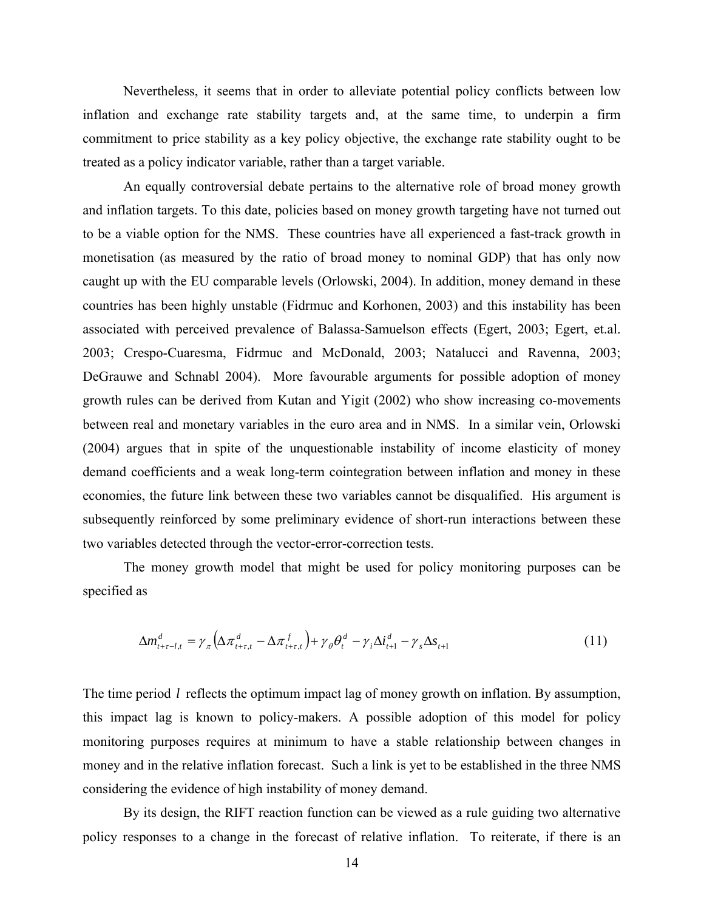Nevertheless, it seems that in order to alleviate potential policy conflicts between low inflation and exchange rate stability targets and, at the same time, to underpin a firm commitment to price stability as a key policy objective, the exchange rate stability ought to be treated as a policy indicator variable, rather than a target variable.

An equally controversial debate pertains to the alternative role of broad money growth and inflation targets. To this date, policies based on money growth targeting have not turned out to be a viable option for the NMS. These countries have all experienced a fast-track growth in monetisation (as measured by the ratio of broad money to nominal GDP) that has only now caught up with the EU comparable levels (Orlowski, 2004). In addition, money demand in these countries has been highly unstable (Fidrmuc and Korhonen, 2003) and this instability has been associated with perceived prevalence of Balassa-Samuelson effects (Egert, 2003; Egert, et.al. 2003; Crespo-Cuaresma, Fidrmuc and McDonald, 2003; Natalucci and Ravenna, 2003; DeGrauwe and Schnabl 2004). More favourable arguments for possible adoption of money growth rules can be derived from Kutan and Yigit (2002) who show increasing co-movements between real and monetary variables in the euro area and in NMS. In a similar vein, Orlowski (2004) argues that in spite of the unquestionable instability of income elasticity of money demand coefficients and a weak long-term cointegration between inflation and money in these economies, the future link between these two variables cannot be disqualified. His argument is subsequently reinforced by some preliminary evidence of short-run interactions between these two variables detected through the vector-error-correction tests.

The money growth model that might be used for policy monitoring purposes can be specified as

$$\Delta m^{d}_{t+\tau-l,t} = \gamma_{\pi}\left(\Delta\pi^{d}_{t+\tau,t} - \Delta\pi^{f}_{t+\tau,t}\right) + \gamma_{\theta}\theta^{d}_{t} - \gamma_{i}\Delta i^{d}_{t+1} - \gamma_{s}\Delta s_{t+1} \tag{11}$$

The time period $l$ reflects the optimum impact lag of money growth on inflation. By assumption, this impact lag is known to policy-makers. A possible adoption of this model for policy monitoring purposes requires at minimum to have a stable relationship between changes in money and in the relative inflation forecast. Such a link is yet to be established in the three NMS considering the evidence of high instability of money demand.

By its design, the RIFT reaction function can be viewed as a rule guiding two alternative policy responses to a change in the forecast of relative inflation. To reiterate, if there is an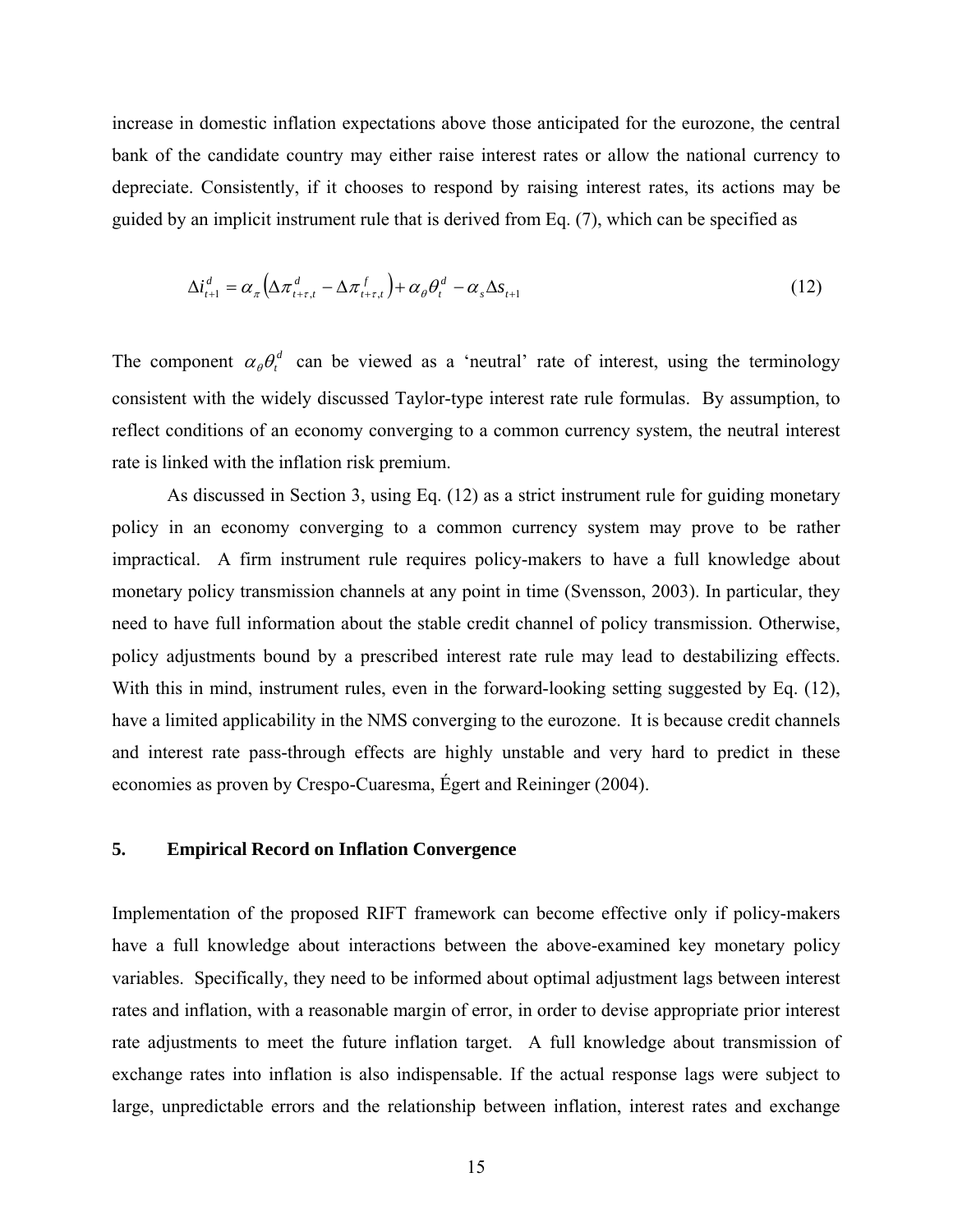increase in domestic inflation expectations above those anticipated for the eurozone, the central bank of the candidate country may either raise interest rates or allow the national currency to depreciate. Consistently, if it chooses to respond by raising interest rates, its actions may be guided by an implicit instrument rule that is derived from Eq. (7), which can be specified as

$$\Delta i_{t+1}^{d} = \alpha_{\pi}\left(\Delta \pi_{t+\tau,t}^{d} - \Delta \pi_{t+\tau,t}^{f}\right) + \alpha_{\theta}\theta_{t}^{d} - \alpha_{s}\Delta s_{t+1} \tag{12}$$

The component $\alpha_{\theta}\theta_{t}^{d}$ can be viewed as a 'neutral' rate of interest, using the terminology consistent with the widely discussed Taylor-type interest rate rule formulas. By assumption, to reflect conditions of an economy converging to a common currency system, the neutral interest rate is linked with the inflation risk premium.

As discussed in Section 3, using Eq. (12) as a strict instrument rule for guiding monetary policy in an economy converging to a common currency system may prove to be rather impractical. A firm instrument rule requires policy-makers to have a full knowledge about monetary policy transmission channels at any point in time (Svensson, 2003). In particular, they need to have full information about the stable credit channel of policy transmission. Otherwise, policy adjustments bound by a prescribed interest rate rule may lead to destabilizing effects. With this in mind, instrument rules, even in the forward-looking setting suggested by Eq. (12), have a limited applicability in the NMS converging to the eurozone. It is because credit channels and interest rate pass-through effects are highly unstable and very hard to predict in these economies as proven by Crespo-Cuaresma, Égert and Reininger (2004).

## 5. Empirical Record on Inflation Convergence

Implementation of the proposed RIFT framework can become effective only if policy-makers have a full knowledge about interactions between the above-examined key monetary policy variables. Specifically, they need to be informed about optimal adjustment lags between interest rates and inflation, with a reasonable margin of error, in order to devise appropriate prior interest rate adjustments to meet the future inflation target. A full knowledge about transmission of exchange rates into inflation is also indispensable. If the actual response lags were subject to large, unpredictable errors and the relationship between inflation, interest rates and exchange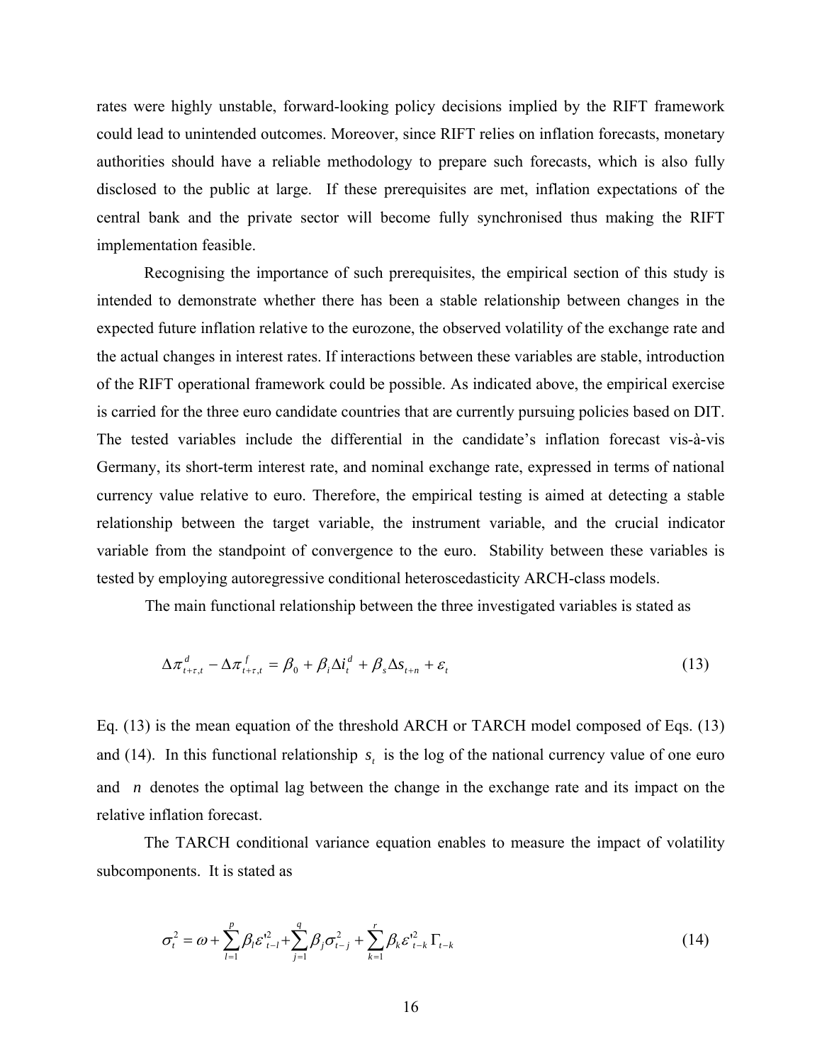rates were highly unstable, forward-looking policy decisions implied by the RIFT framework could lead to unintended outcomes. Moreover, since RIFT relies on inflation forecasts, monetary authorities should have a reliable methodology to prepare such forecasts, which is also fully disclosed to the public at large. If these prerequisites are met, inflation expectations of the central bank and the private sector will become fully synchronised thus making the RIFT implementation feasible.

Recognising the importance of such prerequisites, the empirical section of this study is intended to demonstrate whether there has been a stable relationship between changes in the expected future inflation relative to the eurozone, the observed volatility of the exchange rate and the actual changes in interest rates. If interactions between these variables are stable, introduction of the RIFT operational framework could be possible. As indicated above, the empirical exercise is carried for the three euro candidate countries that are currently pursuing policies based on DIT. The tested variables include the differential in the candidate's inflation forecast vis-à-vis Germany, its short-term interest rate, and nominal exchange rate, expressed in terms of national currency value relative to euro. Therefore, the empirical testing is aimed at detecting a stable relationship between the target variable, the instrument variable, and the crucial indicator variable from the standpoint of convergence to the euro. Stability between these variables is tested by employing autoregressive conditional heteroscedasticity ARCH-class models.

The main functional relationship between the three investigated variables is stated as

$$\Delta \pi^{d}_{t+\tau,t} - \Delta \pi^{f}_{t+\tau,t} = \beta_0 + \beta_i \Delta i^{d}_t + \beta_s \Delta s_{t+n} + \varepsilon_t \tag{13}$$

Eq. (13) is the mean equation of the threshold ARCH or TARCH model composed of Eqs. (13) and (14). In this functional relationship $s_t$ is the log of the national currency value of one euro and $n$ denotes the optimal lag between the change in the exchange rate and its impact on the relative inflation forecast.

The TARCH conditional variance equation enables to measure the impact of volatility subcomponents. It is stated as

$$\sigma_t^2 = \omega + \sum_{l=1}^{p} \beta_l \varepsilon'^2_{t-l} + \sum_{j=1}^{q} \beta_j \sigma^2_{t-j} + \sum_{k=1}^{r} \beta_k \varepsilon'^2_{t-k} \Gamma_{t-k} \tag{14}$$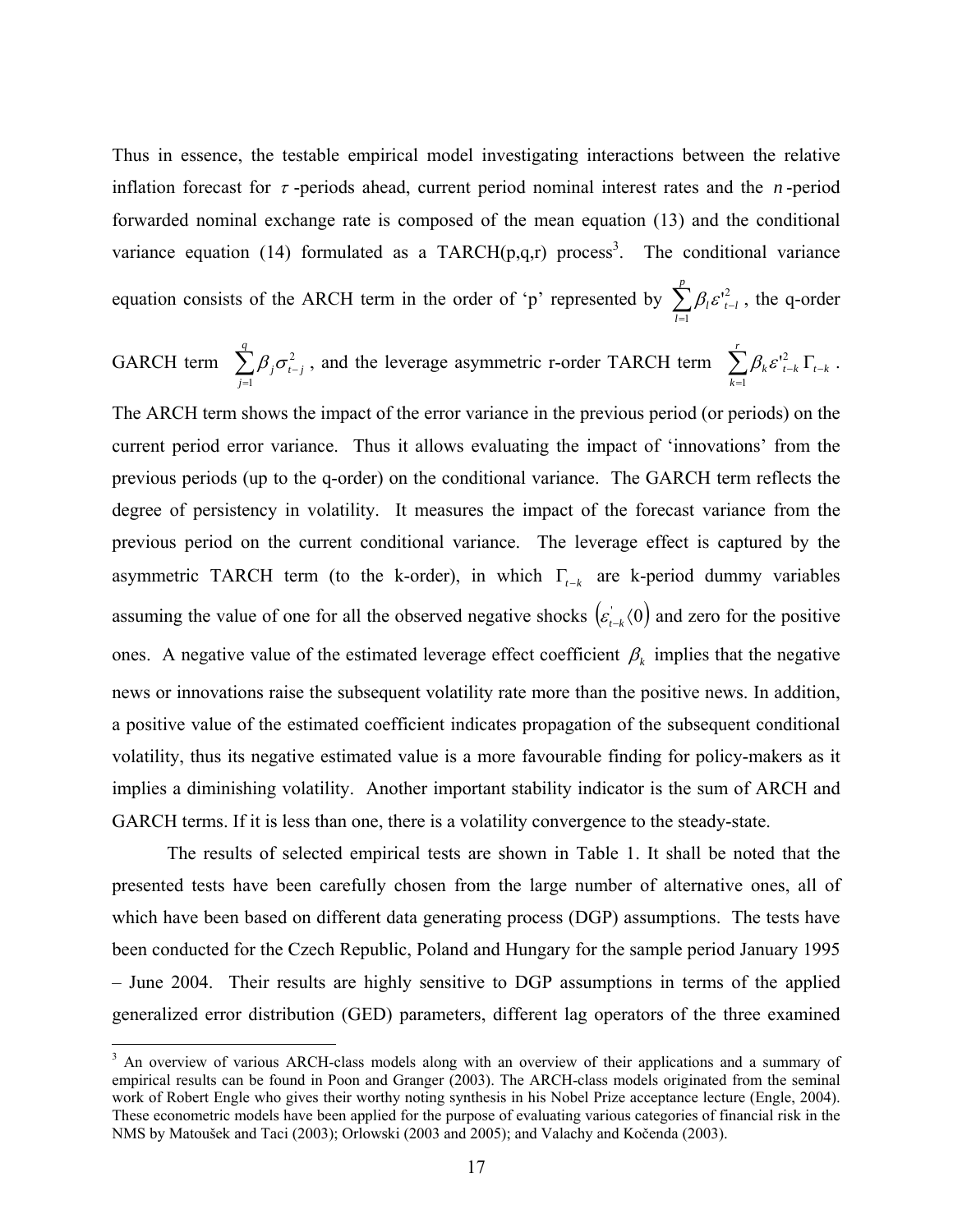Thus in essence, the testable empirical model investigating interactions between the relative inflation forecast for $\tau$-periods ahead, current period nominal interest rates and the $n$-period forwarded nominal exchange rate is composed of the mean equation (13) and the conditional variance equation (14) formulated as a TARCH(p,q,r) process[3]. The conditional variance equation consists of the ARCH term in the order of 'p' represented by $\sum_{l=1}^{p} \beta_l \varepsilon'^2_{t-l}$, the q-order GARCH term $\sum_{j=1}^{q} \beta_j \sigma^2_{t-j}$, and the leverage asymmetric r-order TARCH term $\sum_{k=1}^{r} \beta_k \varepsilon'^2_{t-k} \Gamma_{t-k}$. The ARCH term shows the impact of the error variance in the previous period (or periods) on the current period error variance. Thus it allows evaluating the impact of 'innovations' from the previous periods (up to the q-order) on the conditional variance. The GARCH term reflects the degree of persistency in volatility. It measures the impact of the forecast variance from the previous period on the current conditional variance. The leverage effect is captured by the asymmetric TARCH term (to the k-order), in which $\Gamma_{t-k}$ are k-period dummy variables assuming the value of one for all the observed negative shocks $\left(\varepsilon'_{t-k} \langle 0\right)$ and zero for the positive ones. A negative value of the estimated leverage effect coefficient $\beta_k$ implies that the negative news or innovations raise the subsequent volatility rate more than the positive news. In addition, a positive value of the estimated coefficient indicates propagation of the subsequent conditional volatility, thus its negative estimated value is a more favourable finding for policy-makers as it implies a diminishing volatility. Another important stability indicator is the sum of ARCH and GARCH terms. If it is less than one, there is a volatility convergence to the steady-state.

The results of selected empirical tests are shown in Table 1. It shall be noted that the presented tests have been carefully chosen from the large number of alternative ones, all of which have been based on different data generating process (DGP) assumptions. The tests have been conducted for the Czech Republic, Poland and Hungary for the sample period January 1995 – June 2004. Their results are highly sensitive to DGP assumptions in terms of the applied generalized error distribution (GED) parameters, different lag operators of the three examined

[3] An overview of various ARCH-class models along with an overview of their applications and a summary of empirical results can be found in Poon and Granger (2003). The ARCH-class models originated from the seminal work of Robert Engle who gives their worthy noting synthesis in his Nobel Prize acceptance lecture (Engle, 2004). These econometric models have been applied for the purpose of evaluating various categories of financial risk in the NMS by Matoušek and Taci (2003); Orlowski (2003 and 2005); and Valachy and Kočenda (2003).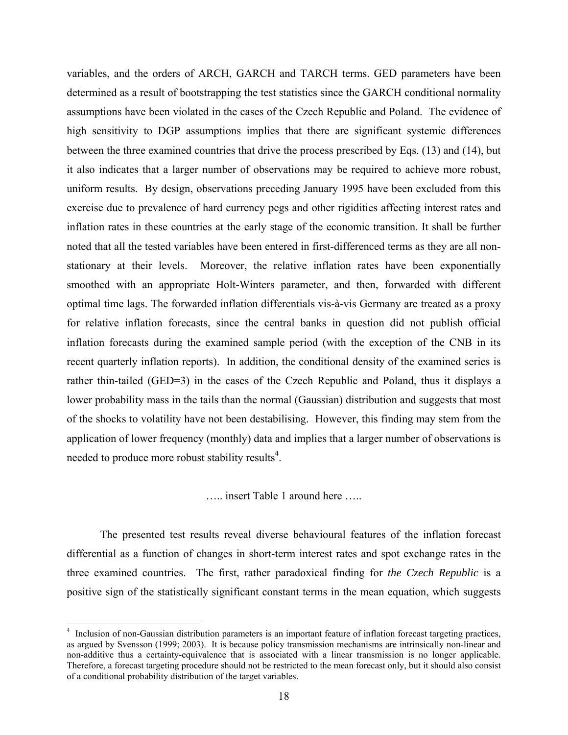variables, and the orders of ARCH, GARCH and TARCH terms. GED parameters have been determined as a result of bootstrapping the test statistics since the GARCH conditional normality assumptions have been violated in the cases of the Czech Republic and Poland. The evidence of high sensitivity to DGP assumptions implies that there are significant systemic differences between the three examined countries that drive the process prescribed by Eqs. (13) and (14), but it also indicates that a larger number of observations may be required to achieve more robust, uniform results. By design, observations preceding January 1995 have been excluded from this exercise due to prevalence of hard currency pegs and other rigidities affecting interest rates and inflation rates in these countries at the early stage of the economic transition. It shall be further noted that all the tested variables have been entered in first-differenced terms as they are all non-stationary at their levels. Moreover, the relative inflation rates have been exponentially smoothed with an appropriate Holt-Winters parameter, and then, forwarded with different optimal time lags. The forwarded inflation differentials vis-à-vis Germany are treated as a proxy for relative inflation forecasts, since the central banks in question did not publish official inflation forecasts during the examined sample period (with the exception of the CNB in its recent quarterly inflation reports). In addition, the conditional density of the examined series is rather thin-tailed (GED=3) in the cases of the Czech Republic and Poland, thus it displays a lower probability mass in the tails than the normal (Gaussian) distribution and suggests that most of the shocks to volatility have not been destabilising. However, this finding may stem from the application of lower frequency (monthly) data and implies that a larger number of observations is needed to produce more robust stability results[4].

….. insert Table 1 around here …..

The presented test results reveal diverse behavioural features of the inflation forecast differential as a function of changes in short-term interest rates and spot exchange rates in the three examined countries. The first, rather paradoxical finding for *the Czech Republic* is a positive sign of the statistically significant constant terms in the mean equation, which suggests

[4] Inclusion of non-Gaussian distribution parameters is an important feature of inflation forecast targeting practices, as argued by Svensson (1999; 2003). It is because policy transmission mechanisms are intrinsically non-linear and non-additive thus a certainty-equivalence that is associated with a linear transmission is no longer applicable. Therefore, a forecast targeting procedure should not be restricted to the mean forecast only, but it should also consist of a conditional probability distribution of the target variables.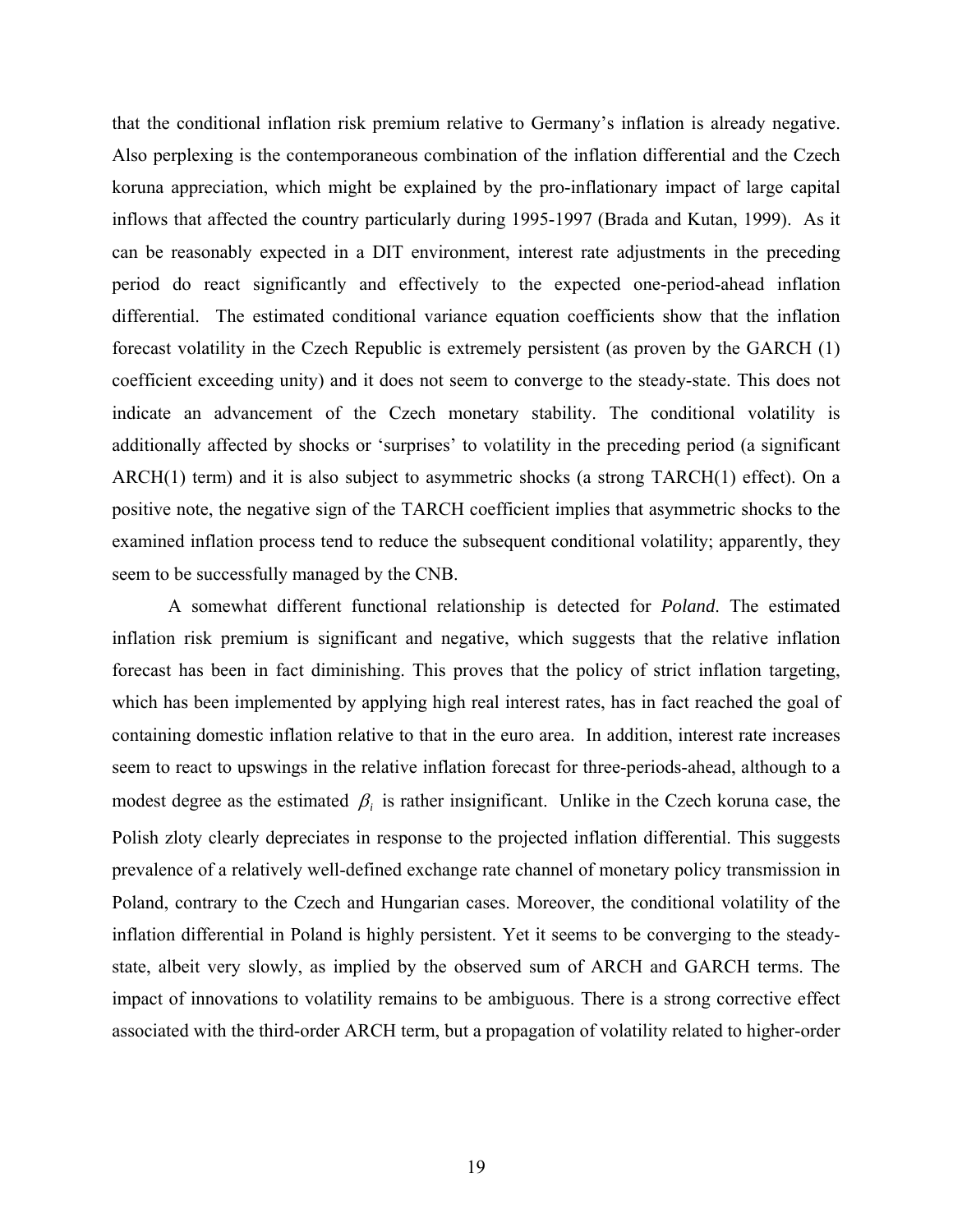that the conditional inflation risk premium relative to Germany's inflation is already negative. Also perplexing is the contemporaneous combination of the inflation differential and the Czech koruna appreciation, which might be explained by the pro-inflationary impact of large capital inflows that affected the country particularly during 1995-1997 (Brada and Kutan, 1999). As it can be reasonably expected in a DIT environment, interest rate adjustments in the preceding period do react significantly and effectively to the expected one-period-ahead inflation differential. The estimated conditional variance equation coefficients show that the inflation forecast volatility in the Czech Republic is extremely persistent (as proven by the GARCH (1) coefficient exceeding unity) and it does not seem to converge to the steady-state. This does not indicate an advancement of the Czech monetary stability. The conditional volatility is additionally affected by shocks or 'surprises' to volatility in the preceding period (a significant ARCH(1) term) and it is also subject to asymmetric shocks (a strong TARCH(1) effect). On a positive note, the negative sign of the TARCH coefficient implies that asymmetric shocks to the examined inflation process tend to reduce the subsequent conditional volatility; apparently, they seem to be successfully managed by the CNB.

A somewhat different functional relationship is detected for *Poland*. The estimated inflation risk premium is significant and negative, which suggests that the relative inflation forecast has been in fact diminishing. This proves that the policy of strict inflation targeting, which has been implemented by applying high real interest rates, has in fact reached the goal of containing domestic inflation relative to that in the euro area. In addition, interest rate increases seem to react to upswings in the relative inflation forecast for three-periods-ahead, although to a modest degree as the estimated $\beta_i$ is rather insignificant. Unlike in the Czech koruna case, the Polish zloty clearly depreciates in response to the projected inflation differential. This suggests prevalence of a relatively well-defined exchange rate channel of monetary policy transmission in Poland, contrary to the Czech and Hungarian cases. Moreover, the conditional volatility of the inflation differential in Poland is highly persistent. Yet it seems to be converging to the steady-state, albeit very slowly, as implied by the observed sum of ARCH and GARCH terms. The impact of innovations to volatility remains to be ambiguous. There is a strong corrective effect associated with the third-order ARCH term, but a propagation of volatility related to higher-order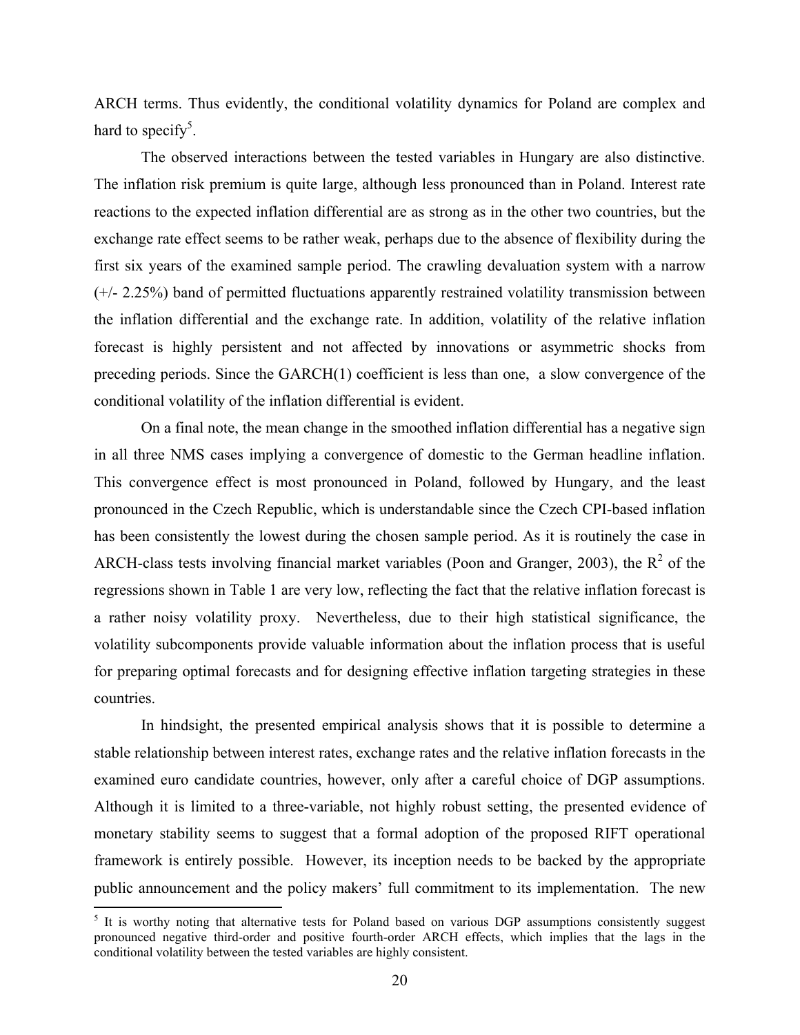ARCH terms. Thus evidently, the conditional volatility dynamics for Poland are complex and hard to specify[5].

The observed interactions between the tested variables in Hungary are also distinctive. The inflation risk premium is quite large, although less pronounced than in Poland. Interest rate reactions to the expected inflation differential are as strong as in the other two countries, but the exchange rate effect seems to be rather weak, perhaps due to the absence of flexibility during the first six years of the examined sample period. The crawling devaluation system with a narrow (+/- 2.25%) band of permitted fluctuations apparently restrained volatility transmission between the inflation differential and the exchange rate. In addition, volatility of the relative inflation forecast is highly persistent and not affected by innovations or asymmetric shocks from preceding periods. Since the GARCH(1) coefficient is less than one, a slow convergence of the conditional volatility of the inflation differential is evident.

On a final note, the mean change in the smoothed inflation differential has a negative sign in all three NMS cases implying a convergence of domestic to the German headline inflation. This convergence effect is most pronounced in Poland, followed by Hungary, and the least pronounced in the Czech Republic, which is understandable since the Czech CPI-based inflation has been consistently the lowest during the chosen sample period. As it is routinely the case in ARCH-class tests involving financial market variables (Poon and Granger, 2003), the $R^2$ of the regressions shown in Table 1 are very low, reflecting the fact that the relative inflation forecast is a rather noisy volatility proxy. Nevertheless, due to their high statistical significance, the volatility subcomponents provide valuable information about the inflation process that is useful for preparing optimal forecasts and for designing effective inflation targeting strategies in these countries.

In hindsight, the presented empirical analysis shows that it is possible to determine a stable relationship between interest rates, exchange rates and the relative inflation forecasts in the examined euro candidate countries, however, only after a careful choice of DGP assumptions. Although it is limited to a three-variable, not highly robust setting, the presented evidence of monetary stability seems to suggest that a formal adoption of the proposed RIFT operational framework is entirely possible. However, its inception needs to be backed by the appropriate public announcement and the policy makers' full commitment to its implementation. The new

[5] It is worthy noting that alternative tests for Poland based on various DGP assumptions consistently suggest pronounced negative third-order and positive fourth-order ARCH effects, which implies that the lags in the conditional volatility between the tested variables are highly consistent.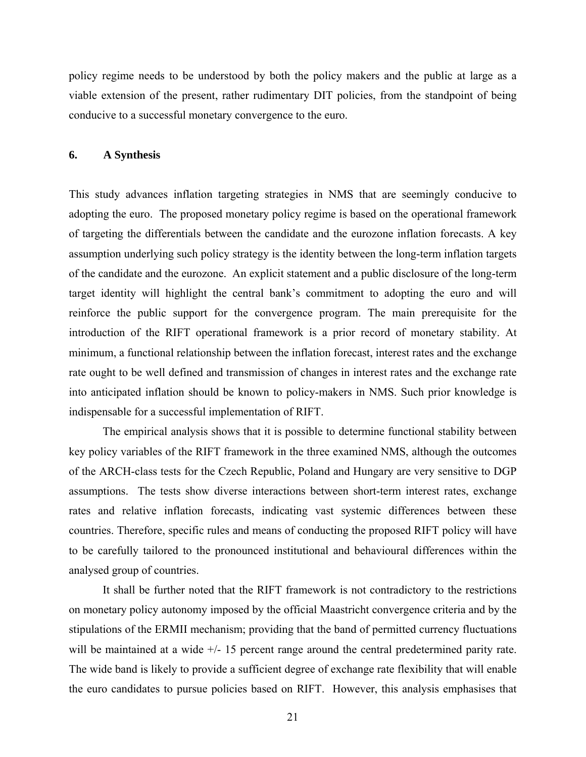policy regime needs to be understood by both the policy makers and the public at large as a viable extension of the present, rather rudimentary DIT policies, from the standpoint of being conducive to a successful monetary convergence to the euro.

## 6. A Synthesis

This study advances inflation targeting strategies in NMS that are seemingly conducive to adopting the euro. The proposed monetary policy regime is based on the operational framework of targeting the differentials between the candidate and the eurozone inflation forecasts. A key assumption underlying such policy strategy is the identity between the long-term inflation targets of the candidate and the eurozone. An explicit statement and a public disclosure of the long-term target identity will highlight the central bank's commitment to adopting the euro and will reinforce the public support for the convergence program. The main prerequisite for the introduction of the RIFT operational framework is a prior record of monetary stability. At minimum, a functional relationship between the inflation forecast, interest rates and the exchange rate ought to be well defined and transmission of changes in interest rates and the exchange rate into anticipated inflation should be known to policy-makers in NMS. Such prior knowledge is indispensable for a successful implementation of RIFT.

The empirical analysis shows that it is possible to determine functional stability between key policy variables of the RIFT framework in the three examined NMS, although the outcomes of the ARCH-class tests for the Czech Republic, Poland and Hungary are very sensitive to DGP assumptions. The tests show diverse interactions between short-term interest rates, exchange rates and relative inflation forecasts, indicating vast systemic differences between these countries. Therefore, specific rules and means of conducting the proposed RIFT policy will have to be carefully tailored to the pronounced institutional and behavioural differences within the analysed group of countries.

It shall be further noted that the RIFT framework is not contradictory to the restrictions on monetary policy autonomy imposed by the official Maastricht convergence criteria and by the stipulations of the ERMII mechanism; providing that the band of permitted currency fluctuations will be maintained at a wide +/- 15 percent range around the central predetermined parity rate. The wide band is likely to provide a sufficient degree of exchange rate flexibility that will enable the euro candidates to pursue policies based on RIFT. However, this analysis emphasises that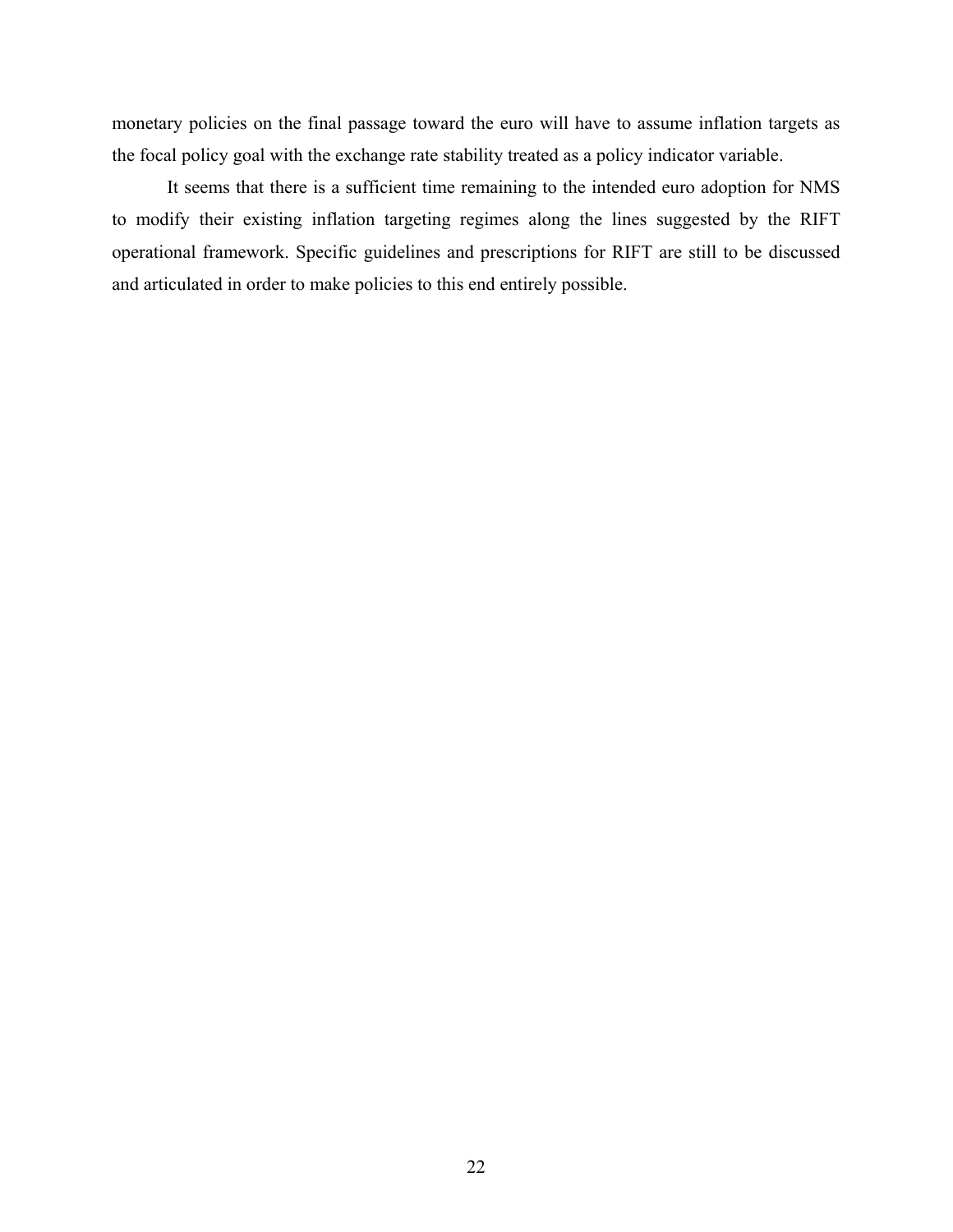monetary policies on the final passage toward the euro will have to assume inflation targets as the focal policy goal with the exchange rate stability treated as a policy indicator variable.

It seems that there is a sufficient time remaining to the intended euro adoption for NMS to modify their existing inflation targeting regimes along the lines suggested by the RIFT operational framework. Specific guidelines and prescriptions for RIFT are still to be discussed and articulated in order to make policies to this end entirely possible.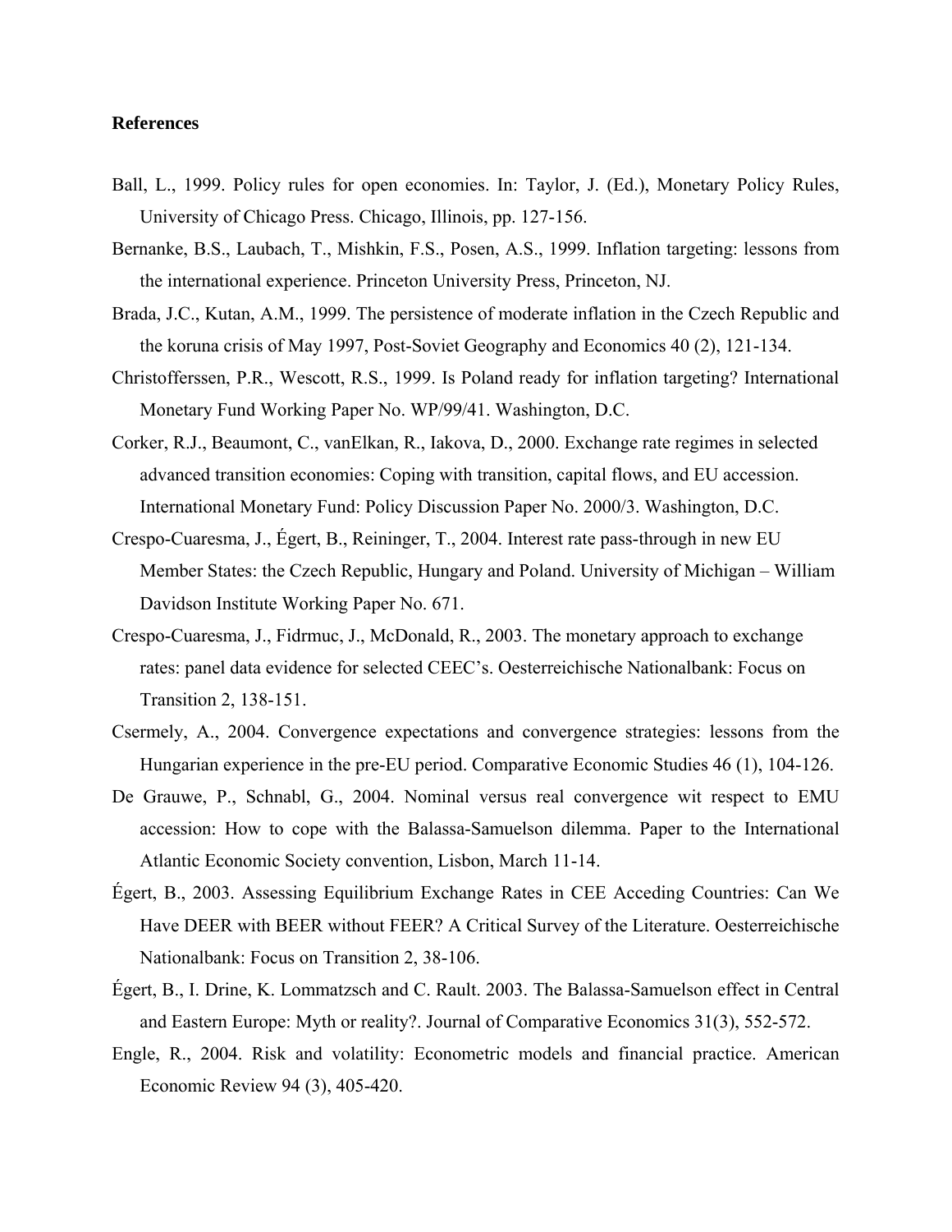## References

Ball, L., 1999. Policy rules for open economies. In: Taylor, J. (Ed.), Monetary Policy Rules, University of Chicago Press. Chicago, Illinois, pp. 127-156.

Bernanke, B.S., Laubach, T., Mishkin, F.S., Posen, A.S., 1999. Inflation targeting: lessons from the international experience. Princeton University Press, Princeton, NJ.

Brada, J.C., Kutan, A.M., 1999. The persistence of moderate inflation in the Czech Republic and the koruna crisis of May 1997, Post-Soviet Geography and Economics 40 (2), 121-134.

Christofferssen, P.R., Wescott, R.S., 1999. Is Poland ready for inflation targeting? International Monetary Fund Working Paper No. WP/99/41. Washington, D.C.

Corker, R.J., Beaumont, C., vanElkan, R., Iakova, D., 2000. Exchange rate regimes in selected advanced transition economies: Coping with transition, capital flows, and EU accession. International Monetary Fund: Policy Discussion Paper No. 2000/3. Washington, D.C.

Crespo-Cuaresma, J., Égert, B., Reininger, T., 2004. Interest rate pass-through in new EU Member States: the Czech Republic, Hungary and Poland. University of Michigan – William Davidson Institute Working Paper No. 671.

Crespo-Cuaresma, J., Fidrmuc, J., McDonald, R., 2003. The monetary approach to exchange rates: panel data evidence for selected CEEC's. Oesterreichische Nationalbank: Focus on Transition 2, 138-151.

Csermely, A., 2004. Convergence expectations and convergence strategies: lessons from the Hungarian experience in the pre-EU period. Comparative Economic Studies 46 (1), 104-126.

De Grauwe, P., Schnabl, G., 2004. Nominal versus real convergence wit respect to EMU accession: How to cope with the Balassa-Samuelson dilemma. Paper to the International Atlantic Economic Society convention, Lisbon, March 11-14.

Égert, B., 2003. Assessing Equilibrium Exchange Rates in CEE Acceding Countries: Can We Have DEER with BEER without FEER? A Critical Survey of the Literature. Oesterreichische Nationalbank: Focus on Transition 2, 38-106.

Égert, B., I. Drine, K. Lommatzsch and C. Rault. 2003. The Balassa-Samuelson effect in Central and Eastern Europe: Myth or reality?. Journal of Comparative Economics 31(3), 552-572.

Engle, R., 2004. Risk and volatility: Econometric models and financial practice. American Economic Review 94 (3), 405-420.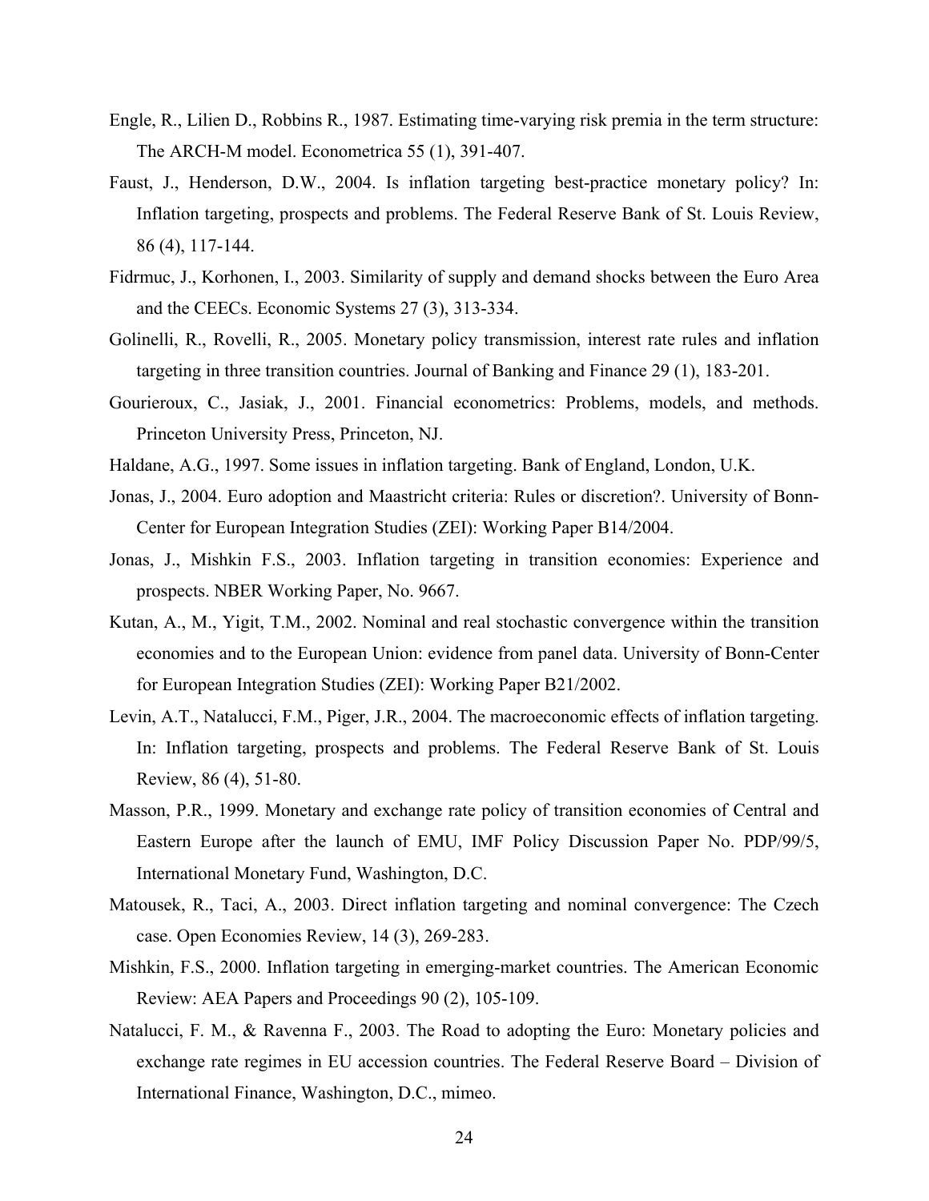Engle, R., Lilien D., Robbins R., 1987. Estimating time-varying risk premia in the term structure: The ARCH-M model. Econometrica 55 (1), 391-407.

Faust, J., Henderson, D.W., 2004. Is inflation targeting best-practice monetary policy? In: Inflation targeting, prospects and problems. The Federal Reserve Bank of St. Louis Review, 86 (4), 117-144.

Fidrmuc, J., Korhonen, I., 2003. Similarity of supply and demand shocks between the Euro Area and the CEECs. Economic Systems 27 (3), 313-334.

Golinelli, R., Rovelli, R., 2005. Monetary policy transmission, interest rate rules and inflation targeting in three transition countries. Journal of Banking and Finance 29 (1), 183-201.

Gourieroux, C., Jasiak, J., 2001. Financial econometrics: Problems, models, and methods. Princeton University Press, Princeton, NJ.

Haldane, A.G., 1997. Some issues in inflation targeting. Bank of England, London, U.K.

Jonas, J., 2004. Euro adoption and Maastricht criteria: Rules or discretion?. University of Bonn-Center for European Integration Studies (ZEI): Working Paper B14/2004.

Jonas, J., Mishkin F.S., 2003. Inflation targeting in transition economies: Experience and prospects. NBER Working Paper, No. 9667.

Kutan, A., M., Yigit, T.M., 2002. Nominal and real stochastic convergence within the transition economies and to the European Union: evidence from panel data. University of Bonn-Center for European Integration Studies (ZEI): Working Paper B21/2002.

Levin, A.T., Natalucci, F.M., Piger, J.R., 2004. The macroeconomic effects of inflation targeting. In: Inflation targeting, prospects and problems. The Federal Reserve Bank of St. Louis Review, 86 (4), 51-80.

Masson, P.R., 1999. Monetary and exchange rate policy of transition economies of Central and Eastern Europe after the launch of EMU, IMF Policy Discussion Paper No. PDP/99/5, International Monetary Fund, Washington, D.C.

Matousek, R., Taci, A., 2003. Direct inflation targeting and nominal convergence: The Czech case. Open Economies Review, 14 (3), 269-283.

Mishkin, F.S., 2000. Inflation targeting in emerging-market countries. The American Economic Review: AEA Papers and Proceedings 90 (2), 105-109.

Natalucci, F. M., & Ravenna F., 2003. The Road to adopting the Euro: Monetary policies and exchange rate regimes in EU accession countries. The Federal Reserve Board – Division of International Finance, Washington, D.C., mimeo.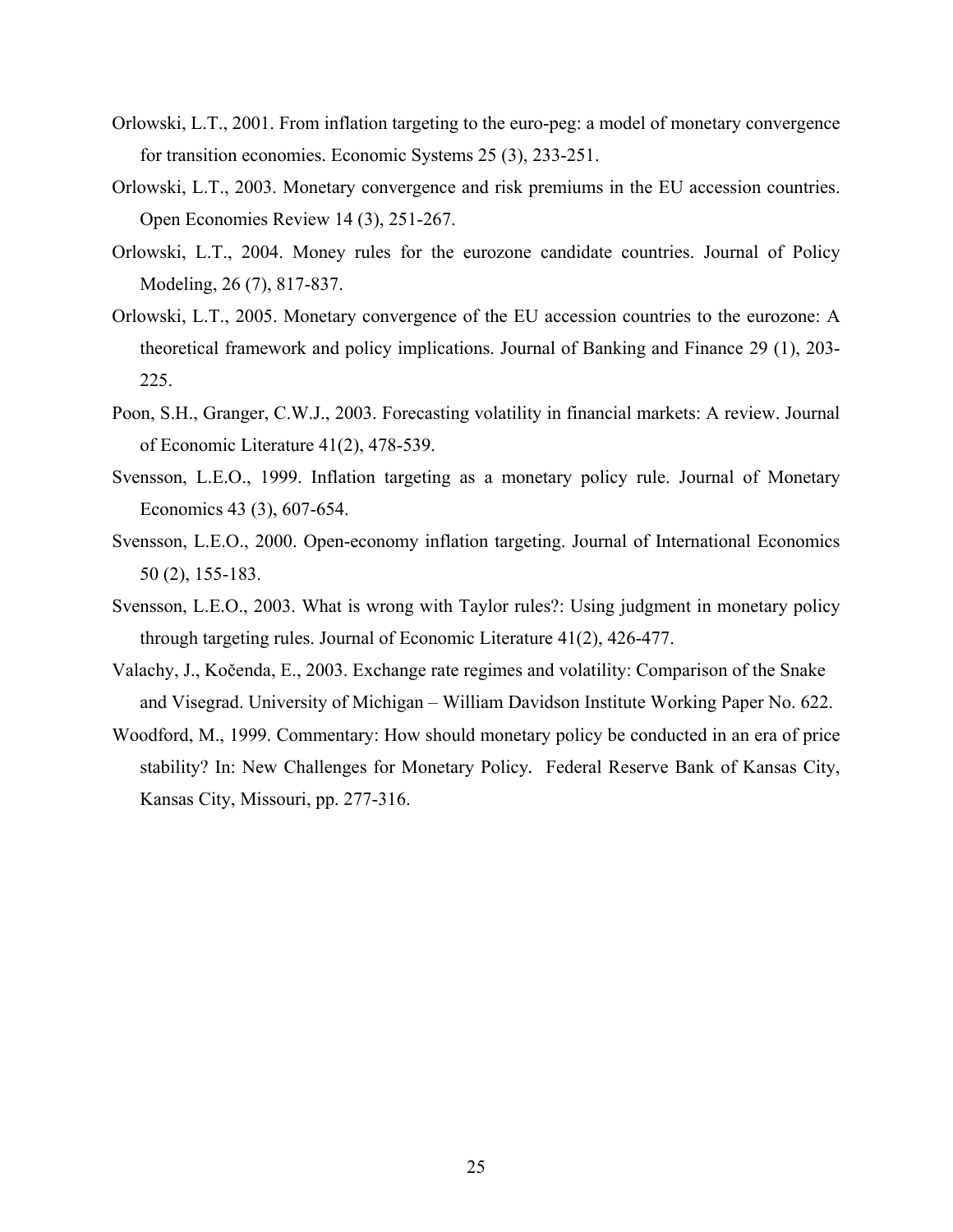Orlowski, L.T., 2001. From inflation targeting to the euro-peg: a model of monetary convergence for transition economies. Economic Systems 25 (3), 233-251.

Orlowski, L.T., 2003. Monetary convergence and risk premiums in the EU accession countries. Open Economies Review 14 (3), 251-267.

Orlowski, L.T., 2004. Money rules for the eurozone candidate countries. Journal of Policy Modeling, 26 (7), 817-837.

Orlowski, L.T., 2005. Monetary convergence of the EU accession countries to the eurozone: A theoretical framework and policy implications. Journal of Banking and Finance 29 (1), 203-225.

Poon, S.H., Granger, C.W.J., 2003. Forecasting volatility in financial markets: A review. Journal of Economic Literature 41(2), 478-539.

Svensson, L.E.O., 1999. Inflation targeting as a monetary policy rule. Journal of Monetary Economics 43 (3), 607-654.

Svensson, L.E.O., 2000. Open-economy inflation targeting. Journal of International Economics 50 (2), 155-183.

Svensson, L.E.O., 2003. What is wrong with Taylor rules?: Using judgment in monetary policy through targeting rules. Journal of Economic Literature 41(2), 426-477.

Valachy, J., Kočenda, E., 2003. Exchange rate regimes and volatility: Comparison of the Snake and Visegrad. University of Michigan – William Davidson Institute Working Paper No. 622.

Woodford, M., 1999. Commentary: How should monetary policy be conducted in an era of price stability? In: New Challenges for Monetary Policy. Federal Reserve Bank of Kansas City, Kansas City, Missouri, pp. 277-316.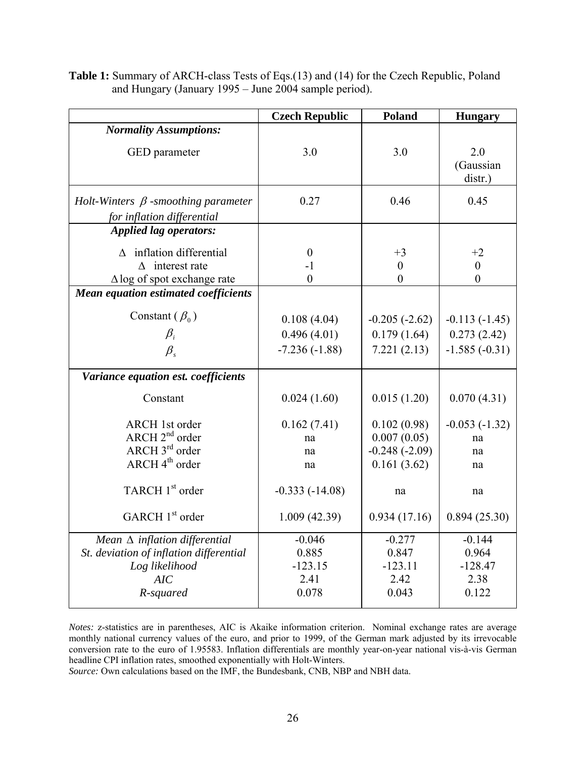**Table 1:** Summary of ARCH-class Tests of Eqs.(13) and (14) for the Czech Republic, Poland and Hungary (January 1995 – June 2004 sample period).

| | **Czech Republic** | **Poland** | **Hungary** |
|---|---|---|---|
| ***Normality Assumptions:*** | | | |
| GED parameter | 3.0 | 3.0 | 2.0 (Gaussian distr.) |
| *Holt-Winters $\beta$ -smoothing parameter for inflation differential* | 0.27 | 0.46 | 0.45 |
| ***Applied lag operators:*** | | | |
| $\Delta$ inflation differential | 0 | +3 | +2 |
| $\Delta$ interest rate | -1 | 0 | 0 |
| $\Delta$ log of spot exchange rate | 0 | 0 | 0 |
| ***Mean equation estimated coefficients*** | | | |
| Constant ( $\beta_0$ ) | 0.108 (4.04) | -0.205 (-2.62) | -0.113 (-1.45) |
| $\beta_i$ | 0.496 (4.01) | 0.179 (1.64) | 0.273 (2.42) |
| $\beta_s$ | -7.236 (-1.88) | 7.221 (2.13) | -1.585 (-0.31) |
| ***Variance equation est. coefficients*** | | | |
| Constant | 0.024 (1.60) | 0.015 (1.20) | 0.070 (4.31) |
| ARCH 1st order | 0.162 (7.41) | 0.102 (0.98) | -0.053 (-1.32) |
| ARCH 2nd order | na | 0.007 (0.05) | na |
| ARCH 3rd order | na | -0.248 (-2.09) | na |
| ARCH 4th order | na | 0.161 (3.62) | na |
| TARCH 1st order | -0.333 (-14.08) | na | na |
| GARCH 1st order | 1.009 (42.39) | 0.934 (17.16) | 0.894 (25.30) |
| *Mean $\Delta$ inflation differential* | -0.046 | -0.277 | -0.144 |
| *St. deviation of inflation differential* | 0.885 | 0.847 | 0.964 |
| *Log likelihood* | -123.15 | -123.11 | -128.47 |
| *AIC* | 2.41 | 2.42 | 2.38 |
| *R-squared* | 0.078 | 0.043 | 0.122 |

*Notes:* z-statistics are in parentheses, AIC is Akaike information criterion. Nominal exchange rates are average monthly national currency values of the euro, and prior to 1999, of the German mark adjusted by its irrevocable conversion rate to the euro of 1.95583. Inflation differentials are monthly year-on-year national vis-à-vis German headline CPI inflation rates, smoothed exponentially with Holt-Winters.

*Source:* Own calculations based on the IMF, the Bundesbank, CNB, NBP and NBH data.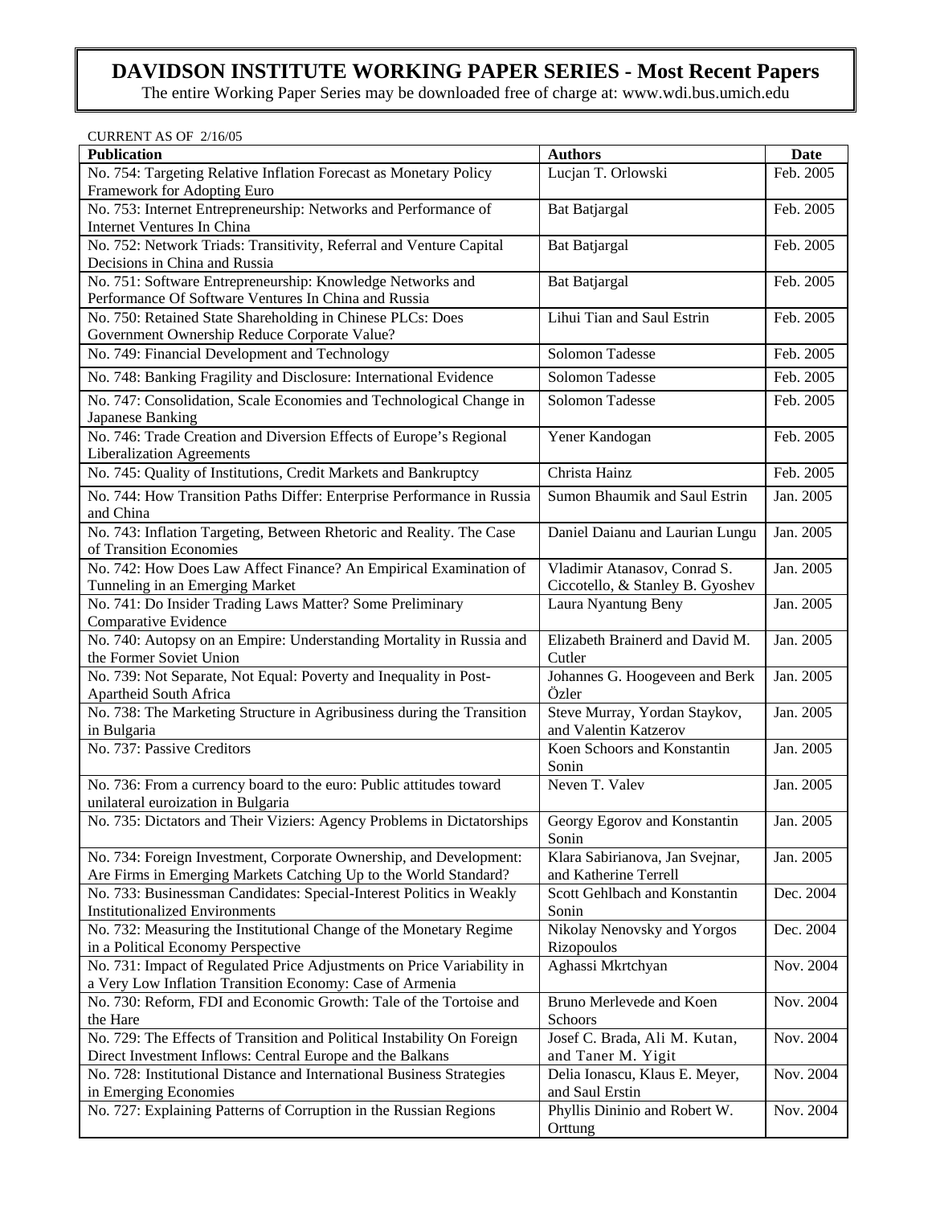# DAVIDSON INSTITUTE WORKING PAPER SERIES - Most Recent Papers

The entire Working Paper Series may be downloaded free of charge at: www.wdi.bus.umich.edu

CURRENT AS OF 2/16/05

| Publication | Authors | Date |
|---|---|---|
| No. 754: Targeting Relative Inflation Forecast as Monetary Policy Framework for Adopting Euro | Lucjan T. Orlowski | Feb. 2005 |
| No. 753: Internet Entrepreneurship: Networks and Performance of Internet Ventures In China | Bat Batjargal | Feb. 2005 |
| No. 752: Network Triads: Transitivity, Referral and Venture Capital Decisions in China and Russia | Bat Batjargal | Feb. 2005 |
| No. 751: Software Entrepreneurship: Knowledge Networks and Performance Of Software Ventures In China and Russia | Bat Batjargal | Feb. 2005 |
| No. 750: Retained State Shareholding in Chinese PLCs: Does Government Ownership Reduce Corporate Value? | Lihui Tian and Saul Estrin | Feb. 2005 |
| No. 749: Financial Development and Technology | Solomon Tadesse | Feb. 2005 |
| No. 748: Banking Fragility and Disclosure: International Evidence | Solomon Tadesse | Feb. 2005 |
| No. 747: Consolidation, Scale Economies and Technological Change in Japanese Banking | Solomon Tadesse | Feb. 2005 |
| No. 746: Trade Creation and Diversion Effects of Europe's Regional Liberalization Agreements | Yener Kandogan | Feb. 2005 |
| No. 745: Quality of Institutions, Credit Markets and Bankruptcy | Christa Hainz | Feb. 2005 |
| No. 744: How Transition Paths Differ: Enterprise Performance in Russia and China | Sumon Bhaumik and Saul Estrin | Jan. 2005 |
| No. 743: Inflation Targeting, Between Rhetoric and Reality. The Case of Transition Economies | Daniel Daianu and Laurian Lungu | Jan. 2005 |
| No. 742: How Does Law Affect Finance? An Empirical Examination of Tunneling in an Emerging Market | Vladimir Atanasov, Conrad S. Ciccotello, & Stanley B. Gyoshev | Jan. 2005 |
| No. 741: Do Insider Trading Laws Matter? Some Preliminary Comparative Evidence | Laura Nyantung Beny | Jan. 2005 |
| No. 740: Autopsy on an Empire: Understanding Mortality in Russia and the Former Soviet Union | Elizabeth Brainerd and David M. Cutler | Jan. 2005 |
| No. 739: Not Separate, Not Equal: Poverty and Inequality in Post-Apartheid South Africa | Johannes G. Hoogeveen and Berk Özler | Jan. 2005 |
| No. 738: The Marketing Structure in Agribusiness during the Transition in Bulgaria | Steve Murray, Yordan Staykov, and Valentin Katzerov | Jan. 2005 |
| No. 737: Passive Creditors | Koen Schoors and Konstantin Sonin | Jan. 2005 |
| No. 736: From a currency board to the euro: Public attitudes toward unilateral euroization in Bulgaria | Neven T. Valev | Jan. 2005 |
| No. 735: Dictators and Their Viziers: Agency Problems in Dictatorships | Georgy Egorov and Konstantin Sonin | Jan. 2005 |
| No. 734: Foreign Investment, Corporate Ownership, and Development: Are Firms in Emerging Markets Catching Up to the World Standard? | Klara Sabirianova, Jan Svejnar, and Katherine Terrell | Jan. 2005 |
| No. 733: Businessman Candidates: Special-Interest Politics in Weakly Institutionalized Environments | Scott Gehlbach and Konstantin Sonin | Dec. 2004 |
| No. 732: Measuring the Institutional Change of the Monetary Regime in a Political Economy Perspective | Nikolay Nenovsky and Yorgos Rizopoulos | Dec. 2004 |
| No. 731: Impact of Regulated Price Adjustments on Price Variability in a Very Low Inflation Transition Economy: Case of Armenia | Aghassi Mkrtchyan | Nov. 2004 |
| No. 730: Reform, FDI and Economic Growth: Tale of the Tortoise and the Hare | Bruno Merlevede and Koen Schoors | Nov. 2004 |
| No. 729: The Effects of Transition and Political Instability On Foreign Direct Investment Inflows: Central Europe and the Balkans | Josef C. Brada, Ali M. Kutan, and Taner M. Yigit | Nov. 2004 |
| No. 728: Institutional Distance and International Business Strategies in Emerging Economies | Delia Ionascu, Klaus E. Meyer, and Saul Erstin | Nov. 2004 |
| No. 727: Explaining Patterns of Corruption in the Russian Regions | Phyllis Dininio and Robert W. Orttung | Nov. 2004 |